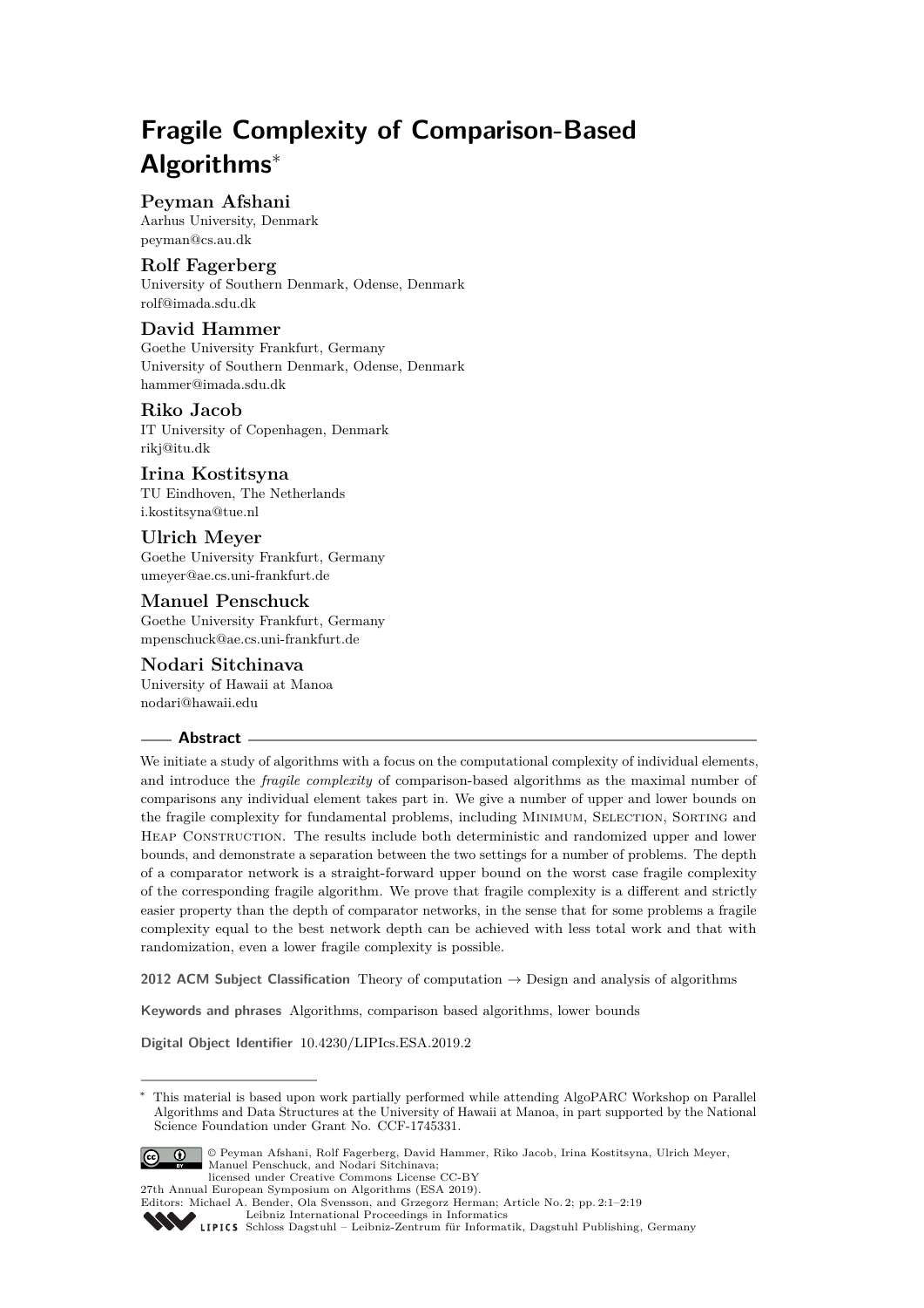# Fragile Complexity of Comparison-Based Algorithms*

**Peyman Afshani**
Aarhus University, Denmark
peyman@cs.au.dk

**Rolf Fagerberg**
University of Southern Denmark, Odense, Denmark
rolf@imada.sdu.dk

**David Hammer**
Goethe University Frankfurt, Germany
University of Southern Denmark, Odense, Denmark
hammer@imada.sdu.dk

**Riko Jacob**
IT University of Copenhagen, Denmark
rikj@itu.dk

**Irina Kostitsyna**
TU Eindhoven, The Netherlands
i.kostitsyna@tue.nl

**Ulrich Meyer**
Goethe University Frankfurt, Germany
umeyer@ae.cs.uni-frankfurt.de

**Manuel Penschuck**
Goethe University Frankfurt, Germany
mpenschuck@ae.cs.uni-frankfurt.de

**Nodari Sitchinava**
University of Hawaii at Manoa
nodari@hawaii.edu

## Abstract

We initiate a study of algorithms with a focus on the computational complexity of individual elements, and introduce the *fragile complexity* of comparison-based algorithms as the maximal number of comparisons any individual element takes part in. We give a number of upper and lower bounds on the fragile complexity for fundamental problems, including Minimum, Selection, Sorting and Heap Construction. The results include both deterministic and randomized upper and lower bounds, and demonstrate a separation between the two settings for a number of problems. The depth of a comparator network is a straight-forward upper bound on the worst case fragile complexity of the corresponding fragile algorithm. We prove that fragile complexity is a different and strictly easier property than the depth of comparator networks, in the sense that for some problems a fragile complexity equal to the best network depth can be achieved with less total work and that with randomization, even a lower fragile complexity is possible.

**2012 ACM Subject Classification** Theory of computation → Design and analysis of algorithms

**Keywords and phrases** Algorithms, comparison based algorithms, lower bounds

**Digital Object Identifier** 10.4230/LIPIcs.ESA.2019.2

---

* This material is based upon work partially performed while attending AlgoPARC Workshop on Parallel Algorithms and Data Structures at the University of Hawaii at Manoa, in part supported by the National Science Foundation under Grant No. CCF-1745331.

© Peyman Afshani, Rolf Fagerberg, David Hammer, Riko Jacob, Irina Kostitsyna, Ulrich Meyer, Manuel Penschuck, and Nodari Sitchinava;
licensed under Creative Commons License CC-BY
27th Annual European Symposium on Algorithms (ESA 2019).
Editors: Michael A. Bender, Ola Svensson, and Grzegorz Herman; Article No. 2; pp. 2:1–2:19
Leibniz International Proceedings in Informatics
Schloss Dagstuhl – Leibniz-Zentrum für Informatik, Dagstuhl Publishing, Germany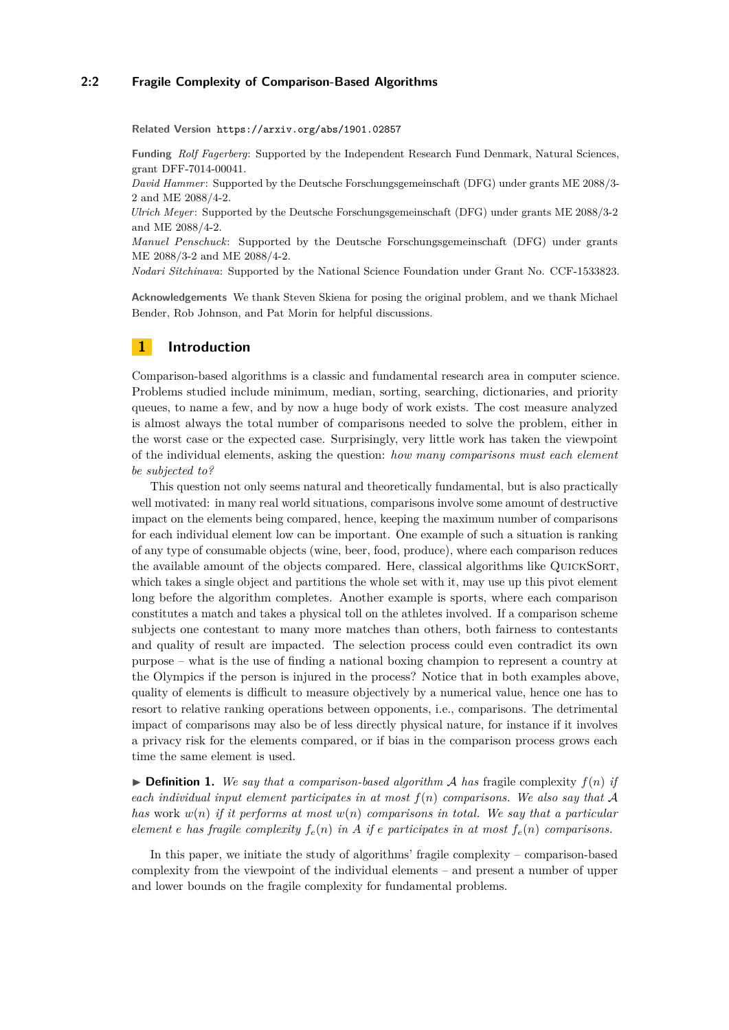**Related Version** https://arxiv.org/abs/1901.02857

**Funding** *Rolf Fagerberg*: Supported by the Independent Research Fund Denmark, Natural Sciences, grant DFF-7014-00041.
*David Hammer*: Supported by the Deutsche Forschungsgemeinschaft (DFG) under grants ME 2088/3-2 and ME 2088/4-2.
*Ulrich Meyer*: Supported by the Deutsche Forschungsgemeinschaft (DFG) under grants ME 2088/3-2 and ME 2088/4-2.
*Manuel Penschuck*: Supported by the Deutsche Forschungsgemeinschaft (DFG) under grants ME 2088/3-2 and ME 2088/4-2.
*Nodari Sitchinava*: Supported by the National Science Foundation under Grant No. CCF-1533823.

**Acknowledgements** We thank Steven Skiena for posing the original problem, and we thank Michael Bender, Rob Johnson, and Pat Morin for helpful discussions.

## 1 Introduction

Comparison-based algorithms is a classic and fundamental research area in computer science. Problems studied include minimum, median, sorting, searching, dictionaries, and priority queues, to name a few, and by now a huge body of work exists. The cost measure analyzed is almost always the total number of comparisons needed to solve the problem, either in the worst case or the expected case. Surprisingly, very little work has taken the viewpoint of the individual elements, asking the question: *how many comparisons must each element be subjected to?*

This question not only seems natural and theoretically fundamental, but is also practically well motivated: in many real world situations, comparisons involve some amount of destructive impact on the elements being compared, hence, keeping the maximum number of comparisons for each individual element low can be important. One example of such a situation is ranking of any type of consumable objects (wine, beer, food, produce), where each comparison reduces the available amount of the objects compared. Here, classical algorithms like QuickSort, which takes a single object and partitions the whole set with it, may use up this pivot element long before the algorithm completes. Another example is sports, where each comparison constitutes a match and takes a physical toll on the athletes involved. If a comparison scheme subjects one contestant to many more matches than others, both fairness to contestants and quality of result are impacted. The selection process could even contradict its own purpose – what is the use of finding a national boxing champion to represent a country at the Olympics if the person is injured in the process? Notice that in both examples above, quality of elements is difficult to measure objectively by a numerical value, hence one has to resort to relative ranking operations between opponents, i.e., comparisons. The detrimental impact of comparisons may also be of less directly physical nature, for instance if it involves a privacy risk for the elements compared, or if bias in the comparison process grows each time the same element is used.

▶ **Definition 1.** *We say that a comparison-based algorithm $\mathcal{A}$ has* fragile complexity $f(n)$ *if each individual input element participates in at most $f(n)$ comparisons. We also say that $\mathcal{A}$ has* work $w(n)$ *if it performs at most $w(n)$ comparisons in total. We say that a particular element $e$ has fragile complexity $f_e(n)$ in $A$ if $e$ participates in at most $f_e(n)$ comparisons.*

In this paper, we initiate the study of algorithms' fragile complexity – comparison-based complexity from the viewpoint of the individual elements – and present a number of upper and lower bounds on the fragile complexity for fundamental problems.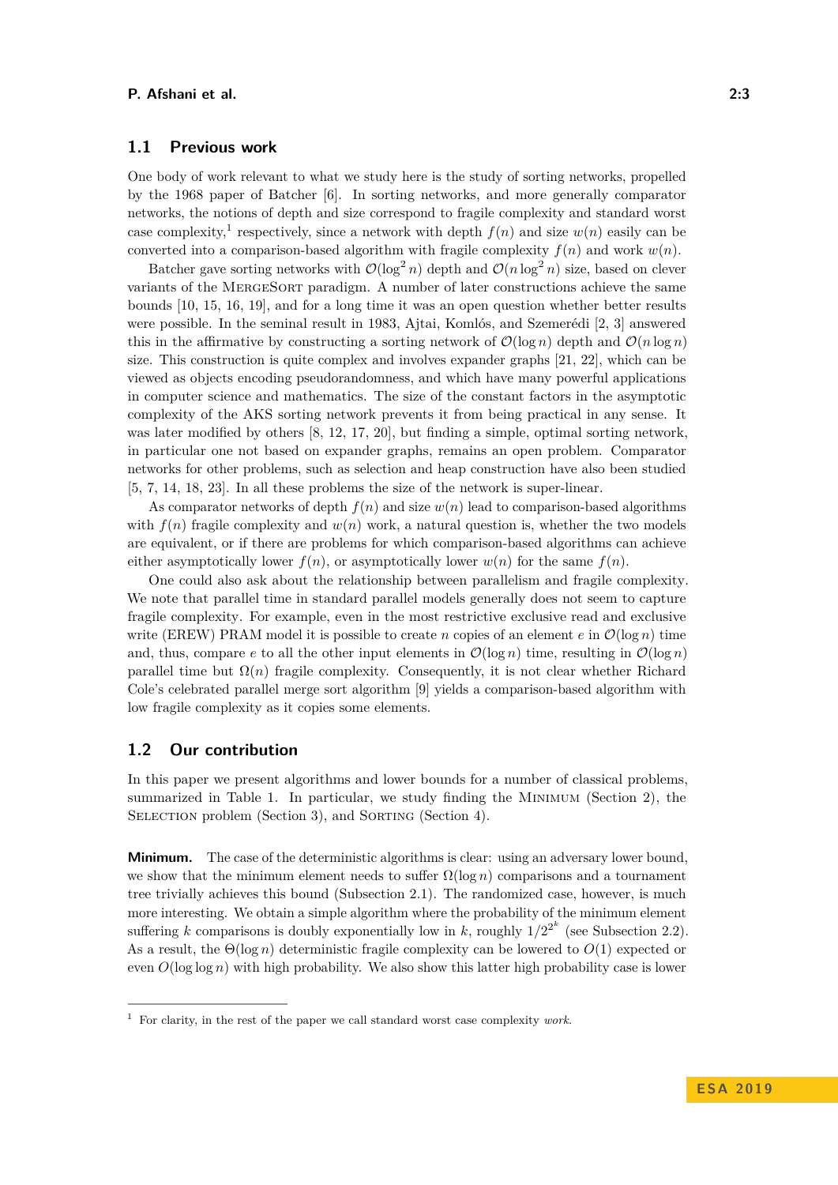## 1.1 Previous work

One body of work relevant to what we study here is the study of sorting networks, propelled by the 1968 paper of Batcher [6]. In sorting networks, and more generally comparator networks, the notions of depth and size correspond to fragile complexity and standard worst case complexity,[1] respectively, since a network with depth $f(n)$ and size $w(n)$ easily can be converted into a comparison-based algorithm with fragile complexity $f(n)$ and work $w(n)$.

Batcher gave sorting networks with $\mathcal{O}(\log^2 n)$ depth and $\mathcal{O}(n \log^2 n)$ size, based on clever variants of the MergeSort paradigm. A number of later constructions achieve the same bounds [10, 15, 16, 19], and for a long time it was an open question whether better results were possible. In the seminal result in 1983, Ajtai, Komlós, and Szemerédi [2, 3] answered this in the affirmative by constructing a sorting network of $\mathcal{O}(\log n)$ depth and $\mathcal{O}(n \log n)$ size. This construction is quite complex and involves expander graphs [21, 22], which can be viewed as objects encoding pseudorandomness, and which have many powerful applications in computer science and mathematics. The size of the constant factors in the asymptotic complexity of the AKS sorting network prevents it from being practical in any sense. It was later modified by others [8, 12, 17, 20], but finding a simple, optimal sorting network, in particular one not based on expander graphs, remains an open problem. Comparator networks for other problems, such as selection and heap construction have also been studied [5, 7, 14, 18, 23]. In all these problems the size of the network is super-linear.

As comparator networks of depth $f(n)$ and size $w(n)$ lead to comparison-based algorithms with $f(n)$ fragile complexity and $w(n)$ work, a natural question is, whether the two models are equivalent, or if there are problems for which comparison-based algorithms can achieve either asymptotically lower $f(n)$, or asymptotically lower $w(n)$ for the same $f(n)$.

One could also ask about the relationship between parallelism and fragile complexity. We note that parallel time in standard parallel models generally does not seem to capture fragile complexity. For example, even in the most restrictive exclusive read and exclusive write (EREW) PRAM model it is possible to create $n$ copies of an element $e$ in $\mathcal{O}(\log n)$ time and, thus, compare $e$ to all the other input elements in $\mathcal{O}(\log n)$ time, resulting in $\mathcal{O}(\log n)$ parallel time but $\Omega(n)$ fragile complexity. Consequently, it is not clear whether Richard Cole's celebrated parallel merge sort algorithm [9] yields a comparison-based algorithm with low fragile complexity as it copies some elements.

## 1.2 Our contribution

In this paper we present algorithms and lower bounds for a number of classical problems, summarized in Table 1. In particular, we study finding the Minimum (Section 2), the Selection problem (Section 3), and Sorting (Section 4).

**Minimum.** The case of the deterministic algorithms is clear: using an adversary lower bound, we show that the minimum element needs to suffer $\Omega(\log n)$ comparisons and a tournament tree trivially achieves this bound (Subsection 2.1). The randomized case, however, is much more interesting. We obtain a simple algorithm where the probability of the minimum element suffering $k$ comparisons is doubly exponentially low in $k$, roughly $1/2^{2^k}$ (see Subsection 2.2). As a result, the $\Theta(\log n)$ deterministic fragile complexity can be lowered to $O(1)$ expected or even $O(\log \log n)$ with high probability. We also show this latter high probability case is lower

[1] For clarity, in the rest of the paper we call standard worst case complexity *work*.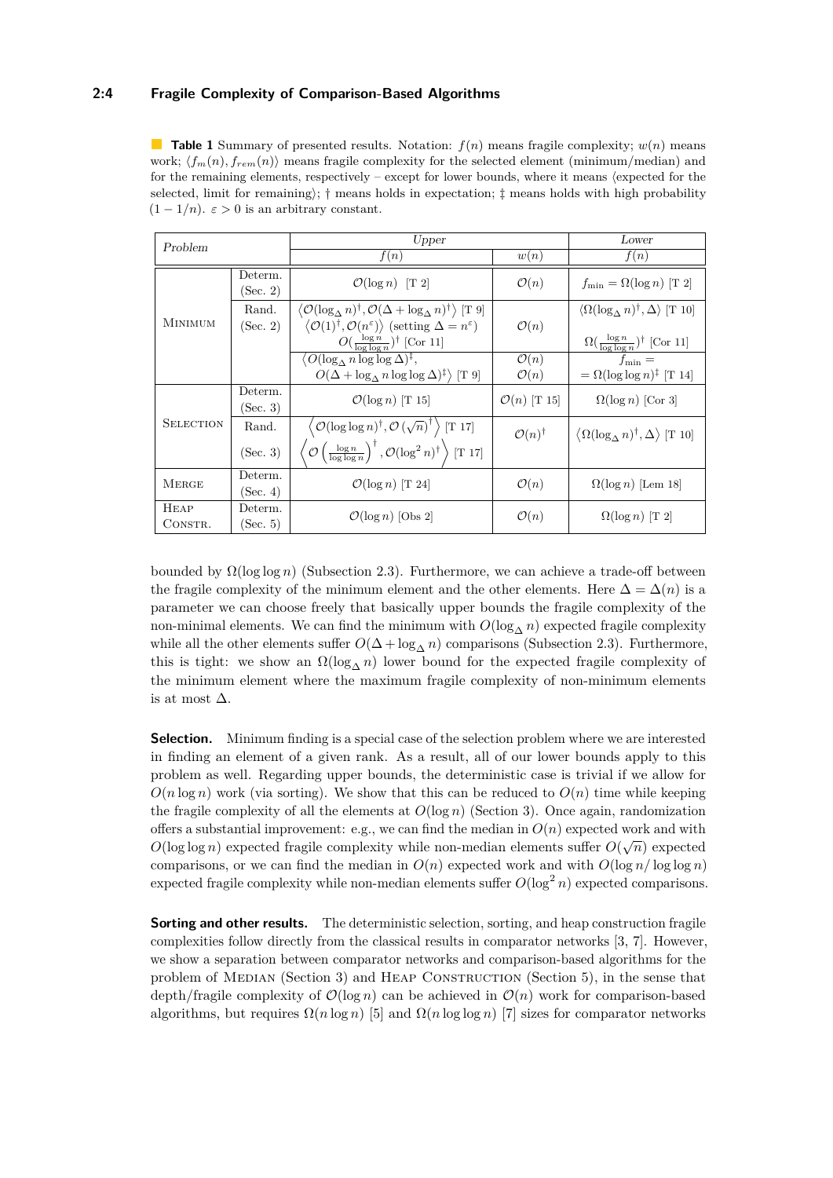**Table 1** Summary of presented results. Notation: $f(n)$ means fragile complexity; $w(n)$ means work; $\langle f_m(n), f_{rem}(n)\rangle$ means fragile complexity for the selected element (minimum/median) and for the remaining elements, respectively – except for lower bounds, where it means ⟨expected for the selected, limit for remaining⟩; † means holds in expectation; ‡ means holds with high probability $(1-1/n)$. $\varepsilon > 0$ is an arbitrary constant.

| *Problem* | | *Upper* | | *Lower* |
|---|---|---|---|---|
| | | $f(n)$ | $w(n)$ | $f(n)$ |
| MINIMUM | Determ. (Sec. 2) | $\mathcal{O}(\log n)$ [T 2] | $\mathcal{O}(n)$ | $f_{\min} = \Omega(\log n)$ [T 2] |
| | Rand. (Sec. 2) | $\langle \mathcal{O}(\log_\Delta n)^\dagger, \mathcal{O}(\Delta + \log_\Delta n)^\dagger \rangle$ [T 9] $\langle \mathcal{O}(1)^\dagger, \mathcal{O}(n^\varepsilon)\rangle$ (setting $\Delta = n^\varepsilon$) $O(\frac{\log n}{\log\log n})^\dagger$ [Cor 11] | $\mathcal{O}(n)$ | $\langle \Omega(\log_\Delta n)^\dagger, \Delta\rangle$ [T 10] $\Omega(\frac{\log n}{\log\log n})^\dagger$ [Cor 11] |
| | | $\langle O(\log_\Delta n \log\log \Delta)^\ddagger,$ $O(\Delta + \log_\Delta n \log\log \Delta)^\ddagger\rangle$ [T 9] | $\mathcal{O}(n)$ $\mathcal{O}(n)$ | $f_{\min} =$ $= \Omega(\log\log n)^\ddagger$ [T 14] |
| SELECTION | Determ. (Sec. 3) | $\mathcal{O}(\log n)$ [T 15] | $\mathcal{O}(n)$ [T 15] | $\Omega(\log n)$ [Cor 3] |
| | Rand. (Sec. 3) | $\left\langle \mathcal{O}(\log\log n)^\dagger, \mathcal{O}(\sqrt{n})^\dagger \right\rangle$ [T 17] $\left\langle \mathcal{O}\left(\frac{\log n}{\log\log n}\right)^\dagger, \mathcal{O}(\log^2 n)^\dagger \right\rangle$ [T 17] | $\mathcal{O}(n)^\dagger$ | $\langle \Omega(\log_\Delta n)^\dagger, \Delta\rangle$ [T 10] |
| MERGE | Determ. (Sec. 4) | $\mathcal{O}(\log n)$ [T 24] | $\mathcal{O}(n)$ | $\Omega(\log n)$ [Lem 18] |
| HEAP CONSTR. | Determ. (Sec. 5) | $\mathcal{O}(\log n)$ [Obs 2] | $\mathcal{O}(n)$ | $\Omega(\log n)$ [T 2] |

bounded by $\Omega(\log\log n)$ (Subsection 2.3). Furthermore, we can achieve a trade-off between the fragile complexity of the minimum element and the other elements. Here $\Delta = \Delta(n)$ is a parameter we can choose freely that basically upper bounds the fragile complexity of the non-minimal elements. We can find the minimum with $O(\log_\Delta n)$ expected fragile complexity while all the other elements suffer $O(\Delta + \log_\Delta n)$ comparisons (Subsection 2.3). Furthermore, this is tight: we show an $\Omega(\log_\Delta n)$ lower bound for the expected fragile complexity of the minimum element where the maximum fragile complexity of non-minimum elements is at most $\Delta$.

**Selection.** Minimum finding is a special case of the selection problem where we are interested in finding an element of a given rank. As a result, all of our lower bounds apply to this problem as well. Regarding upper bounds, the deterministic case is trivial if we allow for $O(n \log n)$ work (via sorting). We show that this can be reduced to $O(n)$ time while keeping the fragile complexity of all the elements at $O(\log n)$ (Section 3). Once again, randomization offers a substantial improvement: e.g., we can find the median in $O(n)$ expected work and with $O(\log\log n)$ expected fragile complexity while non-median elements suffer $O(\sqrt{n})$ expected comparisons, or we can find the median in $O(n)$ expected work and with $O(\log n/\log\log n)$ expected fragile complexity while non-median elements suffer $O(\log^2 n)$ expected comparisons.

**Sorting and other results.** The deterministic selection, sorting, and heap construction fragile complexities follow directly from the classical results in comparator networks [3, 7]. However, we show a separation between comparator networks and comparison-based algorithms for the problem of MEDIAN (Section 3) and HEAP CONSTRUCTION (Section 5), in the sense that depth/fragile complexity of $\mathcal{O}(\log n)$ can be achieved in $\mathcal{O}(n)$ work for comparison-based algorithms, but requires $\Omega(n \log n)$ [5] and $\Omega(n \log\log n)$ [7] sizes for comparator networks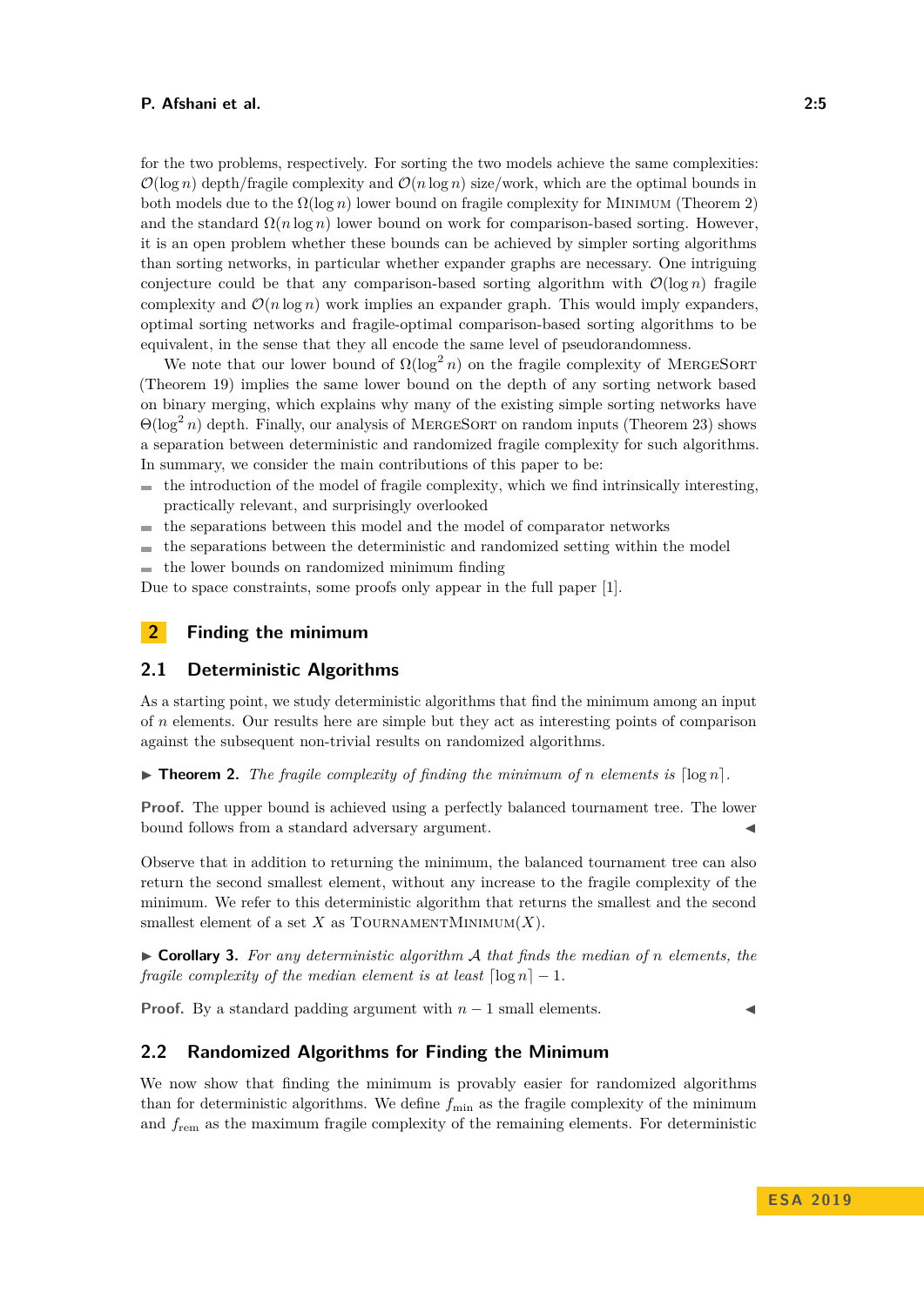for the two problems, respectively. For sorting the two models achieve the same complexities: $\mathcal{O}(\log n)$ depth/fragile complexity and $\mathcal{O}(n \log n)$ size/work, which are the optimal bounds in both models due to the $\Omega(\log n)$ lower bound on fragile complexity for Minimum (Theorem 2) and the standard $\Omega(n \log n)$ lower bound on work for comparison-based sorting. However, it is an open problem whether these bounds can be achieved by simpler sorting algorithms than sorting networks, in particular whether expander graphs are necessary. One intriguing conjecture could be that any comparison-based sorting algorithm with $\mathcal{O}(\log n)$ fragile complexity and $\mathcal{O}(n \log n)$ work implies an expander graph. This would imply expanders, optimal sorting networks and fragile-optimal comparison-based sorting algorithms to be equivalent, in the sense that they all encode the same level of pseudorandomness.

We note that our lower bound of $\Omega(\log^2 n)$ on the fragile complexity of MergeSort (Theorem 19) implies the same lower bound on the depth of any sorting network based on binary merging, which explains why many of the existing simple sorting networks have $\Theta(\log^2 n)$ depth. Finally, our analysis of MergeSort on random inputs (Theorem 23) shows a separation between deterministic and randomized fragile complexity for such algorithms. In summary, we consider the main contributions of this paper to be:

- the introduction of the model of fragile complexity, which we find intrinsically interesting, practically relevant, and surprisingly overlooked
- the separations between this model and the model of comparator networks
- the separations between the deterministic and randomized setting within the model
- the lower bounds on randomized minimum finding

Due to space constraints, some proofs only appear in the full paper [1].

## 2 Finding the minimum

### 2.1 Deterministic Algorithms

As a starting point, we study deterministic algorithms that find the minimum among an input of $n$ elements. Our results here are simple but they act as interesting points of comparison against the subsequent non-trivial results on randomized algorithms.

**Theorem 2.** *The fragile complexity of finding the minimum of $n$ elements is $\lceil \log n \rceil$.*

**Proof.** The upper bound is achieved using a perfectly balanced tournament tree. The lower bound follows from a standard adversary argument. ◀

Observe that in addition to returning the minimum, the balanced tournament tree can also return the second smallest element, without any increase to the fragile complexity of the minimum. We refer to this deterministic algorithm that returns the smallest and the second smallest element of a set $X$ as TournamentMinimum($X$).

**Corollary 3.** *For any deterministic algorithm $\mathcal{A}$ that finds the median of $n$ elements, the fragile complexity of the median element is at least $\lceil \log n \rceil - 1$.*

**Proof.** By a standard padding argument with $n - 1$ small elements. ◀

### 2.2 Randomized Algorithms for Finding the Minimum

We now show that finding the minimum is provably easier for randomized algorithms than for deterministic algorithms. We define $f_{\text{min}}$ as the fragile complexity of the minimum and $f_{\text{rem}}$ as the maximum fragile complexity of the remaining elements. For deterministic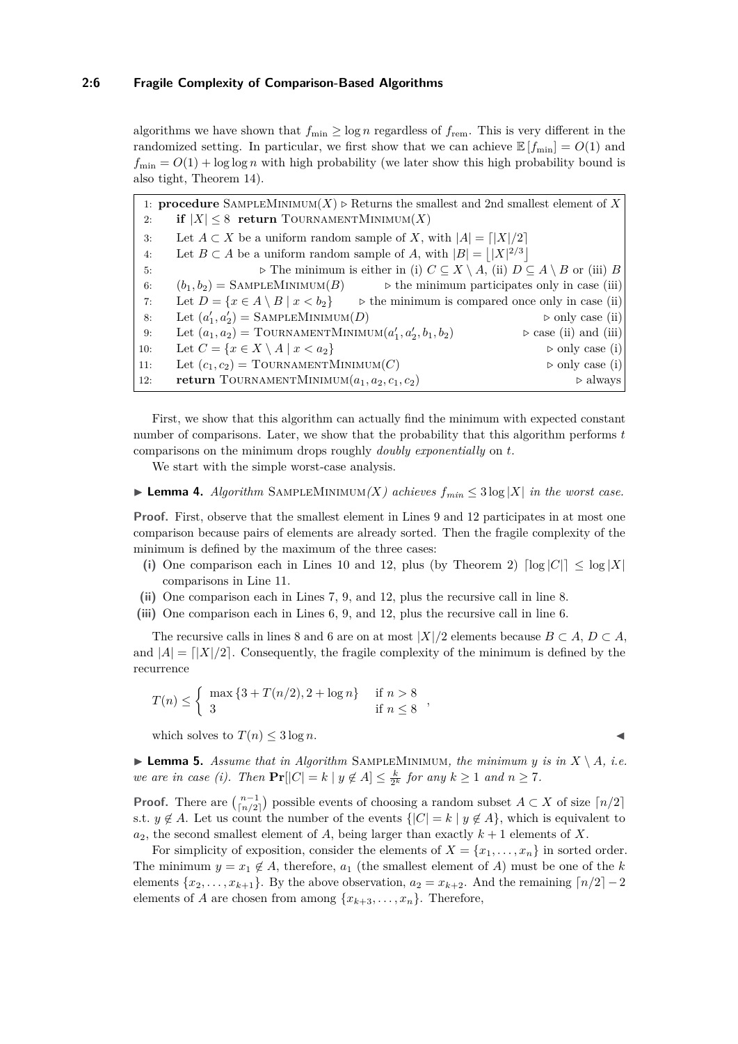algorithms we have shown that $f_{\min} \geq \log n$ regardless of $f_{\text{rem}}$. This is very different in the randomized setting. In particular, we first show that we can achieve $\mathbb{E}[f_{\min}] = O(1)$ and $f_{\min} = O(1) + \log\log n$ with high probability (we later show this high probability bound is also tight, Theorem 14).

```
 1: procedure SampleMinimum(X)  ▷ Returns the smallest and 2nd smallest element of X
 2:     if |X| ≤ 8  return TournamentMinimum(X)
 3:     Let A ⊂ X be a uniform random sample of X, with |A| = ⌈|X|/2⌉
 4:     Let B ⊂ A be a uniform random sample of A, with |B| = ⌊|X|^{2/3}⌋
 5:                  ▷ The minimum is either in (i) C ⊆ X \ A, (ii) D ⊆ A \ B or (iii) B
 6:     (b1, b2) = SampleMinimum(B)          ▷ the minimum participates only in case (iii)
 7:     Let D = {x ∈ A \ B | x < b2}       ▷ the minimum is compared once only in case (ii)
 8:     Let (a'1, a'2) = SampleMinimum(D)                            ▷ only case (ii)
 9:     Let (a1, a2) = TournamentMinimum(a'1, a'2, b1, b2)         ▷ case (ii) and (iii)
10:     Let C = {x ∈ X \ A | x < a2}                                  ▷ only case (i)
11:     Let (c1, c2) = TournamentMinimum(C)                           ▷ only case (i)
12:     return TournamentMinimum(a1, a2, c1, c2)                            ▷ always
```

First, we show that this algorithm can actually find the minimum with expected constant number of comparisons. Later, we show that the probability that this algorithm performs $t$ comparisons on the minimum drops roughly *doubly exponentially* on $t$.

We start with the simple worst-case analysis.

▶ **Lemma 4.** *Algorithm* SampleMinimum*(X) achieves $f_{min} \leq 3\log|X|$ in the worst case.*

**Proof.** First, observe that the smallest element in Lines 9 and 12 participates in at most one comparison because pairs of elements are already sorted. Then the fragile complexity of the minimum is defined by the maximum of the three cases:

- **(i)** One comparison each in Lines 10 and 12, plus (by Theorem 2) $\lceil\log|C|\rceil \leq \log|X|$ comparisons in Line 11.
- **(ii)** One comparison each in Lines 7, 9, and 12, plus the recursive call in line 8.
- **(iii)** One comparison each in Lines 6, 9, and 12, plus the recursive call in line 6.

The recursive calls in lines 8 and 6 are on at most $|X|/2$ elements because $B \subset A$, $D \subset A$, and $|A| = \lceil|X|/2\rceil$. Consequently, the fragile complexity of the minimum is defined by the recurrence

$$T(n) \leq \begin{cases} \max\{3 + T(n/2), 2 + \log n\} & \text{if } n > 8 \\ 3 & \text{if } n \leq 8 \end{cases},$$

which solves to $T(n) \leq 3\log n$. ◀

▶ **Lemma 5.** *Assume that in Algorithm* SampleMinimum*, the minimum $y$ is in $X \setminus A$, i.e. we are in case (i). Then $\mathbf{Pr}[|C| = k \mid y \notin A] \leq \frac{k}{2^k}$ for any $k \geq 1$ and $n \geq 7$.*

**Proof.** There are $\binom{n-1}{\lceil n/2\rceil}$ possible events of choosing a random subset $A \subset X$ of size $\lceil n/2\rceil$ s.t. $y \notin A$. Let us count the number of the events $\{|C| = k \mid y \notin A\}$, which is equivalent to $a_2$, the second smallest element of $A$, being larger than exactly $k+1$ elements of $X$.

For simplicity of exposition, consider the elements of $X = \{x_1, \ldots, x_n\}$ in sorted order. The minimum $y = x_1 \notin A$, therefore, $a_1$ (the smallest element of $A$) must be one of the $k$ elements $\{x_2, \ldots, x_{k+1}\}$. By the above observation, $a_2 = x_{k+2}$. And the remaining $\lceil n/2\rceil - 2$ elements of $A$ are chosen from among $\{x_{k+3}, \ldots, x_n\}$. Therefore,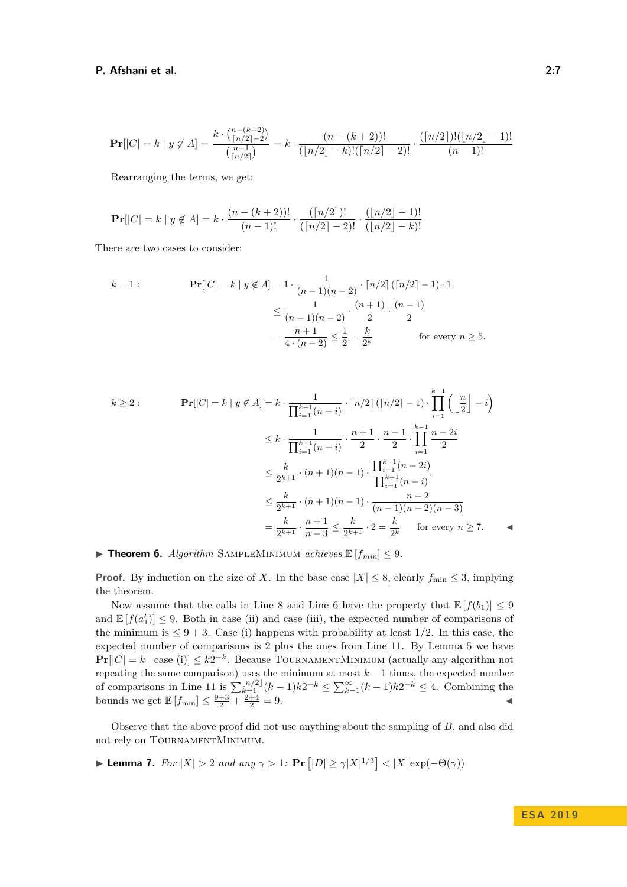$$\mathbf{Pr}[|C| = k \mid y \notin A] = \frac{k \cdot \binom{n-(k+2)}{\lceil n/2 \rceil - 2}}{\binom{n-1}{\lceil n/2 \rceil}} = k \cdot \frac{(n-(k+2))!}{(\lfloor n/2 \rfloor - k)!(\lceil n/2 \rceil - 2)!} \cdot \frac{(\lceil n/2 \rceil)!(\lfloor n/2 \rfloor - 1)!}{(n-1)!}$$

Rearranging the terms, we get:

$$\mathbf{Pr}[|C| = k \mid y \notin A] = k \cdot \frac{(n-(k+2))!}{(n-1)!} \cdot \frac{(\lceil n/2 \rceil)!}{(\lceil n/2 \rceil - 2)!} \cdot \frac{(\lfloor n/2 \rfloor - 1)!}{(\lfloor n/2 \rfloor - k)!}$$

There are two cases to consider:

$k = 1$:

$$\begin{aligned}
\mathbf{Pr}[|C| = k \mid y \notin A] &= 1 \cdot \frac{1}{(n-1)(n-2)} \cdot \lceil n/2 \rceil (\lceil n/2 \rceil - 1) \cdot 1 \\
&\leq \frac{1}{(n-1)(n-2)} \cdot \frac{(n+1)}{2} \cdot \frac{(n-1)}{2} \\
&= \frac{n+1}{4 \cdot (n-2)} \leq \frac{1}{2} = \frac{k}{2^k} \qquad \text{for every } n \geq 5.
\end{aligned}$$

$k \geq 2$:

$$\begin{aligned}
\mathbf{Pr}[|C| = k \mid y \notin A] &= k \cdot \frac{1}{\prod_{i=1}^{k+1}(n-i)} \cdot \lceil n/2 \rceil (\lceil n/2 \rceil - 1) \cdot \prod_{i=1}^{k-1} \left( \left\lfloor \frac{n}{2} \right\rfloor - i \right) \\
&\leq k \cdot \frac{1}{\prod_{i=1}^{k+1}(n-i)} \cdot \frac{n+1}{2} \cdot \frac{n-1}{2} \cdot \prod_{i=1}^{k-1} \frac{n-2i}{2} \\
&\leq \frac{k}{2^{k+1}} \cdot (n+1)(n-1) \cdot \frac{\prod_{i=1}^{k-1}(n-2i)}{\prod_{i=1}^{k+1}(n-i)} \\
&\leq \frac{k}{2^{k+1}} \cdot (n+1)(n-1) \cdot \frac{n-2}{(n-1)(n-2)(n-3)} \\
&= \frac{k}{2^{k+1}} \cdot \frac{n+1}{n-3} \leq \frac{k}{2^{k+1}} \cdot 2 = \frac{k}{2^k} \qquad \text{for every } n \geq 7.
\end{aligned}$$

◀

▶ **Theorem 6.** *Algorithm* SampleMinimum *achieves* $\mathbb{E}[f_{min}] \leq 9$.

**Proof.** By induction on the size of $X$. In the base case $|X| \leq 8$, clearly $f_{\min} \leq 3$, implying the theorem.

Now assume that the calls in Line 8 and Line 6 have the property that $\mathbb{E}[f(b_1)] \leq 9$ and $\mathbb{E}[f(a_1')] \leq 9$. Both in case (ii) and case (iii), the expected number of comparisons of the minimum is $\leq 9 + 3$. Case (i) happens with probability at least 1/2. In this case, the expected number of comparisons is 2 plus the ones from Line 11. By Lemma 5 we have $\mathbf{Pr}[|C| = k \mid \text{case (i)}] \leq k2^{-k}$. Because TournamentMinimum (actually any algorithm not repeating the same comparison) uses the minimum at most $k-1$ times, the expected number of comparisons in Line 11 is $\sum_{k=1}^{\lfloor n/2 \rfloor}(k-1)k2^{-k} \leq \sum_{k=1}^{\infty}(k-1)k2^{-k} \leq 4$. Combining the bounds we get $\mathbb{E}[f_{\min}] \leq \frac{9+3}{2} + \frac{2+4}{2} = 9$. ◀

Observe that the above proof did not use anything about the sampling of $B$, and also did not rely on TournamentMinimum.

▶ **Lemma 7.** *For* $|X| > 2$ *and any* $\gamma > 1$*:* $\mathbf{Pr}\left[|D| \geq \gamma |X|^{1/3}\right] < |X| \exp(-\Theta(\gamma))$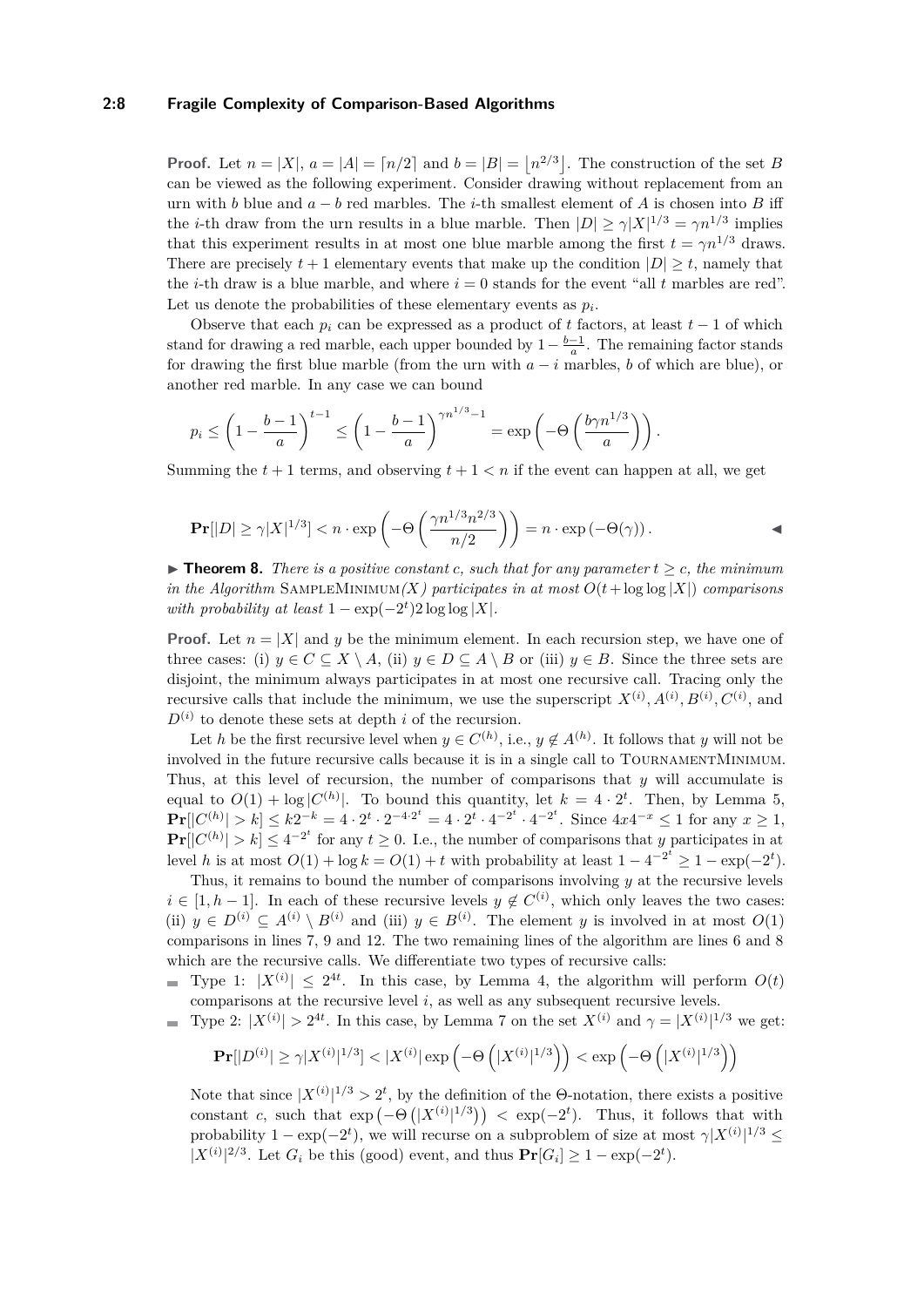**Proof.** Let $n = |X|$, $a = |A| = \lceil n/2 \rceil$ and $b = |B| = \lfloor n^{2/3} \rfloor$. The construction of the set $B$ can be viewed as the following experiment. Consider drawing without replacement from an urn with $b$ blue and $a - b$ red marbles. The $i$-th smallest element of $A$ is chosen into $B$ iff the $i$-th draw from the urn results in a blue marble. Then $|D| \geq \gamma|X|^{1/3} = \gamma n^{1/3}$ implies that this experiment results in at most one blue marble among the first $t = \gamma n^{1/3}$ draws. There are precisely $t+1$ elementary events that make up the condition $|D| \geq t$, namely that the $i$-th draw is a blue marble, and where $i = 0$ stands for the event "all $t$ marbles are red". Let us denote the probabilities of these elementary events as $p_i$.

Observe that each $p_i$ can be expressed as a product of $t$ factors, at least $t-1$ of which stand for drawing a red marble, each upper bounded by $1 - \frac{b-1}{a}$. The remaining factor stands for drawing the first blue marble (from the urn with $a - i$ marbles, $b$ of which are blue), or another red marble. In any case we can bound

$$p_i \leq \left(1 - \frac{b-1}{a}\right)^{t-1} \leq \left(1 - \frac{b-1}{a}\right)^{\gamma n^{1/3} - 1} = \exp\left(-\Theta\left(\frac{b\gamma n^{1/3}}{a}\right)\right).$$

Summing the $t+1$ terms, and observing $t + 1 < n$ if the event can happen at all, we get

$$\mathbf{Pr}[|D| \geq \gamma|X|^{1/3}] < n \cdot \exp\left(-\Theta\left(\frac{\gamma n^{1/3} n^{2/3}}{n/2}\right)\right) = n \cdot \exp\left(-\Theta(\gamma)\right).$$ ◀

▶ **Theorem 8.** *There is a positive constant $c$, such that for any parameter $t \geq c$, the minimum in the Algorithm* SampleMinimum*$(X)$ participates in at most $O(t + \log\log|X|)$ comparisons with probability at least $1 - \exp(-2^t)2\log\log|X|$.*

**Proof.** Let $n = |X|$ and $y$ be the minimum element. In each recursion step, we have one of three cases: (i) $y \in C \subseteq X \setminus A$, (ii) $y \in D \subseteq A \setminus B$ or (iii) $y \in B$. Since the three sets are disjoint, the minimum always participates in at most one recursive call. Tracing only the recursive calls that include the minimum, we use the superscript $X^{(i)}, A^{(i)}, B^{(i)}, C^{(i)}$, and $D^{(i)}$ to denote these sets at depth $i$ of the recursion.

Let $h$ be the first recursive level when $y \in C^{(h)}$, i.e., $y \notin A^{(h)}$. It follows that $y$ will not be involved in the future recursive calls because it is in a single call to TournamentMinimum. Thus, at this level of recursion, the number of comparisons that $y$ will accumulate is equal to $O(1) + \log|C^{(h)}|$. To bound this quantity, let $k = 4 \cdot 2^t$. Then, by Lemma 5, $\mathbf{Pr}[|C^{(h)}| > k] \leq k2^{-k} = 4 \cdot 2^t \cdot 2^{-4 \cdot 2^t} = 4 \cdot 2^t \cdot 4^{-2^t} \cdot 4^{-2^t}$. Since $4x4^{-x} \leq 1$ for any $x \geq 1$, $\mathbf{Pr}[|C^{(h)}| > k] \leq 4^{-2^t}$ for any $t \geq 0$. I.e., the number of comparisons that $y$ participates in at level $h$ is at most $O(1) + \log k = O(1) + t$ with probability at least $1 - 4^{-2^t} \geq 1 - \exp(-2^t)$.

Thus, it remains to bound the number of comparisons involving $y$ at the recursive levels $i \in [1, h-1]$. In each of these recursive levels $y \notin C^{(i)}$, which only leaves the two cases: (ii) $y \in D^{(i)} \subseteq A^{(i)} \setminus B^{(i)}$ and (iii) $y \in B^{(i)}$. The element $y$ is involved in at most $O(1)$ comparisons in lines 7, 9 and 12. The two remaining lines of the algorithm are lines 6 and 8 which are the recursive calls. We differentiate two types of recursive calls:

- Type 1: $|X^{(i)}| \leq 2^{4t}$. In this case, by Lemma 4, the algorithm will perform $O(t)$ comparisons at the recursive level $i$, as well as any subsequent recursive levels.
- Type 2: $|X^{(i)}| > 2^{4t}$. In this case, by Lemma 7 on the set $X^{(i)}$ and $\gamma = |X^{(i)}|^{1/3}$ we get:

  $$\mathbf{Pr}[|D^{(i)}| \geq \gamma|X^{(i)}|^{1/3}] < |X^{(i)}| \exp\left(-\Theta\left(|X^{(i)}|^{1/3}\right)\right) < \exp\left(-\Theta\left(|X^{(i)}|^{1/3}\right)\right)$$

  Note that since $|X^{(i)}|^{1/3} > 2^t$, by the definition of the $\Theta$-notation, there exists a positive constant $c$, such that $\exp\left(-\Theta\left(|X^{(i)}|^{1/3}\right)\right) < \exp(-2^t)$. Thus, it follows that with probability $1 - \exp(-2^t)$, we will recurse on a subproblem of size at most $\gamma|X^{(i)}|^{1/3} \leq |X^{(i)}|^{2/3}$. Let $G_i$ be this (good) event, and thus $\mathbf{Pr}[G_i] \geq 1 - \exp(-2^t)$.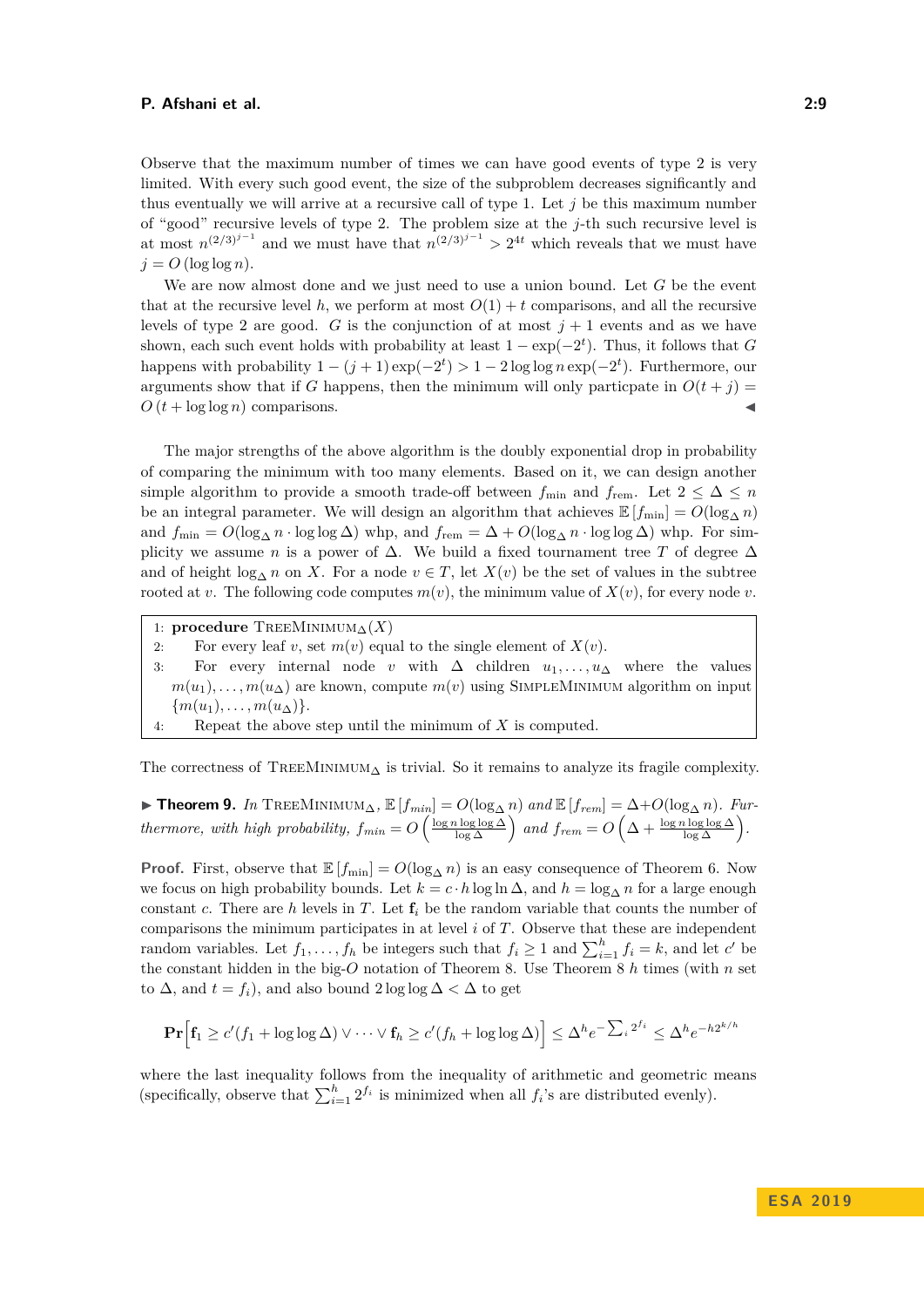Observe that the maximum number of times we can have good events of type 2 is very limited. With every such good event, the size of the subproblem decreases significantly and thus eventually we will arrive at a recursive call of type 1. Let $j$ be this maximum number of "good" recursive levels of type 2. The problem size at the $j$-th such recursive level is at most $n^{(2/3)^{j-1}}$ and we must have that $n^{(2/3)^{j-1}} > 2^{4t}$ which reveals that we must have $j = O(\log \log n)$.

We are now almost done and we just need to use a union bound. Let $G$ be the event that at the recursive level $h$, we perform at most $O(1) + t$ comparisons, and all the recursive levels of type 2 are good. $G$ is the conjunction of at most $j + 1$ events and as we have shown, each such event holds with probability at least $1 - \exp(-2^t)$. Thus, it follows that $G$ happens with probability $1 - (j+1)\exp(-2^t) > 1 - 2 \log \log n \exp(-2^t)$. Furthermore, our arguments show that if $G$ happens, then the minimum will only particpate in $O(t + j) = O(t + \log \log n)$ comparisons. ◀

The major strengths of the above algorithm is the doubly exponential drop in probability of comparing the minimum with too many elements. Based on it, we can design another simple algorithm to provide a smooth trade-off between $f_{\min}$ and $f_{\text{rem}}$. Let $2 \le \Delta \le n$ be an integral parameter. We will design an algorithm that achieves $\mathbb{E}[f_{\min}] = O(\log_\Delta n)$ and $f_{\min} = O(\log_\Delta n \cdot \log \log \Delta)$ whp, and $f_{\text{rem}} = \Delta + O(\log_\Delta n \cdot \log \log \Delta)$ whp. For simplicity we assume $n$ is a power of $\Delta$. We build a fixed tournament tree $T$ of degree $\Delta$ and of height $\log_\Delta n$ on $X$. For a node $v \in T$, let $X(v)$ be the set of values in the subtree rooted at $v$. The following code computes $m(v)$, the minimum value of $X(v)$, for every node $v$.

```
1: procedure TreeMinimum_Δ(X)
2:     For every leaf v, set m(v) equal to the single element of X(v).
3:     For every internal node v with Δ children u_1, ..., u_Δ where the values
       m(u_1), ..., m(u_Δ) are known, compute m(v) using SimpleMinimum algorithm on input
       {m(u_1), ..., m(u_Δ)}.
4:     Repeat the above step until the minimum of X is computed.
```

The correctness of TreeMinimum$_\Delta$ is trivial. So it remains to analyze its fragile complexity.

▶ **Theorem 9.** *In* TreeMinimum$_\Delta$, $\mathbb{E}[f_{min}] = O(\log_\Delta n)$ *and* $\mathbb{E}[f_{rem}] = \Delta + O(\log_\Delta n)$. *Furthermore, with high probability,* $f_{min} = O\left(\frac{\log n \log \log \Delta}{\log \Delta}\right)$ *and* $f_{rem} = O\left(\Delta + \frac{\log n \log \log \Delta}{\log \Delta}\right)$.

**Proof.** First, observe that $\mathbb{E}[f_{\min}] = O(\log_\Delta n)$ is an easy consequence of Theorem 6. Now we focus on high probability bounds. Let $k = c \cdot h \log \ln \Delta$, and $h = \log_\Delta n$ for a large enough constant $c$. There are $h$ levels in $T$. Let $\mathbf{f}_i$ be the random variable that counts the number of comparisons the minimum participates in at level $i$ of $T$. Observe that these are independent random variables. Let $f_1, \dots, f_h$ be integers such that $f_i \ge 1$ and $\sum_{i=1}^{h} f_i = k$, and let $c'$ be the constant hidden in the big-$O$ notation of Theorem 8. Use Theorem 8 $h$ times (with $n$ set to $\Delta$, and $t = f_i$), and also bound $2 \log \log \Delta < \Delta$ to get

$$\mathbf{Pr}\Big[\mathbf{f}_1 \ge c'(f_1 + \log \log \Delta) \vee \dots \vee \mathbf{f}_h \ge c'(f_h + \log \log \Delta)\Big] \le \Delta^h e^{-\sum_i 2^{f_i}} \le \Delta^h e^{-h 2^{k/h}}$$

where the last inequality follows from the inequality of arithmetic and geometric means (specifically, observe that $\sum_{i=1}^{h} 2^{f_i}$ is minimized when all $f_i$'s are distributed evenly).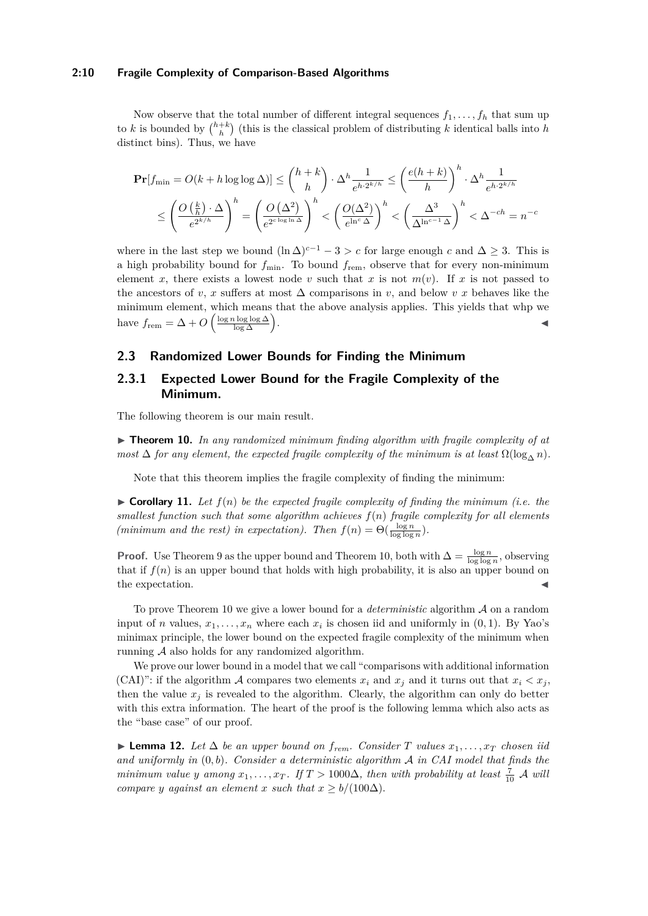Now observe that the total number of different integral sequences $f_1, \ldots, f_h$ that sum up to $k$ is bounded by $\binom{h+k}{h}$ (this is the classical problem of distributing $k$ identical balls into $h$ distinct bins). Thus, we have

$$\mathbf{Pr}[f_{\min} = O(k + h \log\log\Delta)] \leq \binom{h+k}{h} \cdot \Delta^h \frac{1}{e^{h \cdot 2^{k/h}}} \leq \left(\frac{e(h+k)}{h}\right)^h \cdot \Delta^h \frac{1}{e^{h \cdot 2^{k/h}}}$$

$$\leq \left(\frac{O\left(\frac{k}{h}\right) \cdot \Delta}{e^{2^{k/h}}}\right)^h = \left(\frac{O\left(\Delta^2\right)}{e^{2^{c \log \ln \Delta}}}\right)^h < \left(\frac{O(\Delta^2)}{e^{\ln^c \Delta}}\right)^h < \left(\frac{\Delta^3}{\Delta^{\ln^{c-1} \Delta}}\right)^h < \Delta^{-ch} = n^{-c}$$

where in the last step we bound $(\ln \Delta)^{c-1} - 3 > c$ for large enough $c$ and $\Delta \geq 3$. This is a high probability bound for $f_{\min}$. To bound $f_{\text{rem}}$, observe that for every non-minimum element $x$, there exists a lowest node $v$ such that $x$ is not $m(v)$. If $x$ is not passed to the ancestors of $v$, $x$ suffers at most $\Delta$ comparisons in $v$, and below $v$ $x$ behaves like the minimum element, which means that the above analysis applies. This yields that whp we have $f_{\text{rem}} = \Delta + O\left(\frac{\log n \log\log\Delta}{\log \Delta}\right)$. ◀

## 2.3 Randomized Lower Bounds for Finding the Minimum

### 2.3.1 Expected Lower Bound for the Fragile Complexity of the Minimum.

The following theorem is our main result.

▶ **Theorem 10.** *In any randomized minimum finding algorithm with fragile complexity of at most $\Delta$ for any element, the expected fragile complexity of the minimum is at least $\Omega(\log_\Delta n)$.*

Note that this theorem implies the fragile complexity of finding the minimum:

▶ **Corollary 11.** *Let $f(n)$ be the expected fragile complexity of finding the minimum (i.e. the smallest function such that some algorithm achieves $f(n)$ fragile complexity for all elements (minimum and the rest) in expectation). Then $f(n) = \Theta(\frac{\log n}{\log\log n})$.*

**Proof.** Use Theorem 9 as the upper bound and Theorem 10, both with $\Delta = \frac{\log n}{\log\log n}$, observing that if $f(n)$ is an upper bound that holds with high probability, it is also an upper bound on the expectation. ◀

To prove Theorem 10 we give a lower bound for a *deterministic* algorithm $\mathcal{A}$ on a random input of $n$ values, $x_1, \ldots, x_n$ where each $x_i$ is chosen iid and uniformly in $(0, 1)$. By Yao's minimax principle, the lower bound on the expected fragile complexity of the minimum when running $\mathcal{A}$ also holds for any randomized algorithm.

We prove our lower bound in a model that we call "comparisons with additional information (CAI)": if the algorithm $\mathcal{A}$ compares two elements $x_i$ and $x_j$ and it turns out that $x_i < x_j$, then the value $x_j$ is revealed to the algorithm. Clearly, the algorithm can only do better with this extra information. The heart of the proof is the following lemma which also acts as the "base case" of our proof.

▶ **Lemma 12.** *Let $\Delta$ be an upper bound on $f_{rem}$. Consider $T$ values $x_1, \ldots, x_T$ chosen iid and uniformly in $(0, b)$. Consider a deterministic algorithm $\mathcal{A}$ in CAI model that finds the minimum value $y$ among $x_1, \ldots, x_T$. If $T > 1000\Delta$, then with probability at least $\frac{7}{10}$ $\mathcal{A}$ will compare $y$ against an element $x$ such that $x \geq b/(100\Delta)$.*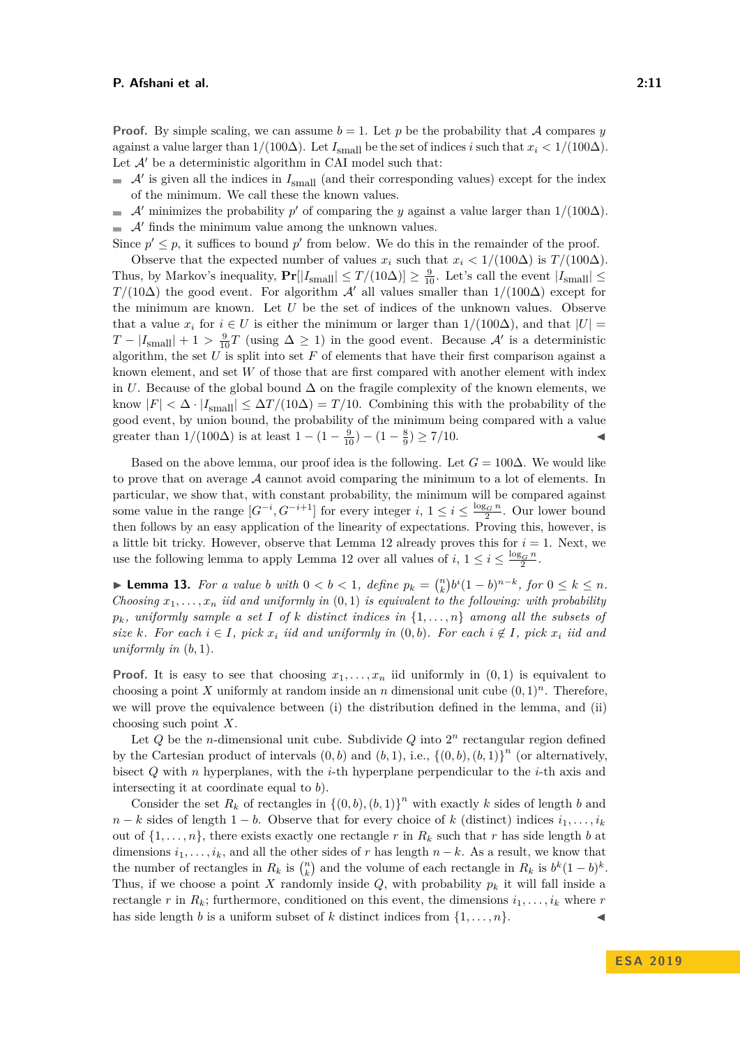**Proof.** By simple scaling, we can assume $b = 1$. Let $p$ be the probability that $\mathcal{A}$ compares $y$ against a value larger than $1/(100\Delta)$. Let $I_{\text{small}}$ be the set of indices $i$ such that $x_i < 1/(100\Delta)$. Let $\mathcal{A}'$ be a deterministic algorithm in CAI model such that:

- $\mathcal{A}'$ is given all the indices in $I_{\text{small}}$ (and their corresponding values) except for the index of the minimum. We call these the known values.
- $\mathcal{A}'$ minimizes the probability $p'$ of comparing the $y$ against a value larger than $1/(100\Delta)$.
- $\mathcal{A}'$ finds the minimum value among the unknown values.

Since $p' \leq p$, it suffices to bound $p'$ from below. We do this in the remainder of the proof.

Observe that the expected number of values $x_i$ such that $x_i < 1/(100\Delta)$ is $T/(100\Delta)$. Thus, by Markov's inequality, $\mathbf{Pr}[|I_{\text{small}}| \leq T/(10\Delta)] \geq \frac{9}{10}$. Let's call the event $|I_{\text{small}}| \leq T/(10\Delta)$ the good event. For algorithm $\mathcal{A}'$ all values smaller than $1/(100\Delta)$ except for the minimum are known. Let $U$ be the set of indices of the unknown values. Observe that a value $x_i$ for $i \in U$ is either the minimum or larger than $1/(100\Delta)$, and that $|U| = T - |I_{\text{small}}| + 1 > \frac{9}{10}T$ (using $\Delta \geq 1$) in the good event. Because $\mathcal{A}'$ is a deterministic algorithm, the set $U$ is split into set $F$ of elements that have their first comparison against a known element, and set $W$ of those that are first compared with another element with index in $U$. Because of the global bound $\Delta$ on the fragile complexity of the known elements, we know $|F| < \Delta \cdot |I_{\text{small}}| \leq \Delta T/(10\Delta) = T/10$. Combining this with the probability of the good event, by union bound, the probability of the minimum being compared with a value greater than $1/(100\Delta)$ is at least $1 - (1 - \frac{9}{10}) - (1 - \frac{8}{9}) \geq 7/10$. ◀

Based on the above lemma, our proof idea is the following. Let $G = 100\Delta$. We would like to prove that on average $\mathcal{A}$ cannot avoid comparing the minimum to a lot of elements. In particular, we show that, with constant probability, the minimum will be compared against some value in the range $[G^{-i}, G^{-i+1}]$ for every integer $i$, $1 \leq i \leq \frac{\log_G n}{2}$. Our lower bound then follows by an easy application of the linearity of expectations. Proving this, however, is a little bit tricky. However, observe that Lemma 12 already proves this for $i = 1$. Next, we use the following lemma to apply Lemma 12 over all values of $i$, $1 \leq i \leq \frac{\log_G n}{2}$.

▶ **Lemma 13.** *For a value $b$ with $0 < b < 1$, define $p_k = \binom{n}{k} b^i (1-b)^{n-k}$, for $0 \leq k \leq n$. Choosing $x_1, \ldots, x_n$ iid and uniformly in $(0, 1)$ is equivalent to the following: with probability $p_k$, uniformly sample a set $I$ of $k$ distinct indices in $\{1, \ldots, n\}$ among all the subsets of size $k$. For each $i \in I$, pick $x_i$ iid and uniformly in $(0, b)$. For each $i \notin I$, pick $x_i$ iid and uniformly in $(b, 1)$.*

**Proof.** It is easy to see that choosing $x_1, \ldots, x_n$ iid uniformly in $(0, 1)$ is equivalent to choosing a point $X$ uniformly at random inside an $n$ dimensional unit cube $(0, 1)^n$. Therefore, we will prove the equivalence between (i) the distribution defined in the lemma, and (ii) choosing such point $X$.

Let $Q$ be the $n$-dimensional unit cube. Subdivide $Q$ into $2^n$ rectangular region defined by the Cartesian product of intervals $(0, b)$ and $(b, 1)$, i.e., $\{(0, b), (b, 1)\}^n$ (or alternatively, bisect $Q$ with $n$ hyperplanes, with the $i$-th hyperplane perpendicular to the $i$-th axis and intersecting it at coordinate equal to $b$).

Consider the set $R_k$ of rectangles in $\{(0, b), (b, 1)\}^n$ with exactly $k$ sides of length $b$ and $n - k$ sides of length $1 - b$. Observe that for every choice of $k$ (distinct) indices $i_1, \ldots, i_k$ out of $\{1, \ldots, n\}$, there exists exactly one rectangle $r$ in $R_k$ such that $r$ has side length $b$ at dimensions $i_1, \ldots, i_k$, and all the other sides of $r$ has length $n - k$. As a result, we know that the number of rectangles in $R_k$ is $\binom{n}{k}$ and the volume of each rectangle in $R_k$ is $b^k(1 - b)^k$. Thus, if we choose a point $X$ randomly inside $Q$, with probability $p_k$ it will fall inside a rectangle $r$ in $R_k$; furthermore, conditioned on this event, the dimensions $i_1, \ldots, i_k$ where $r$ has side length $b$ is a uniform subset of $k$ distinct indices from $\{1, \ldots, n\}$. ◀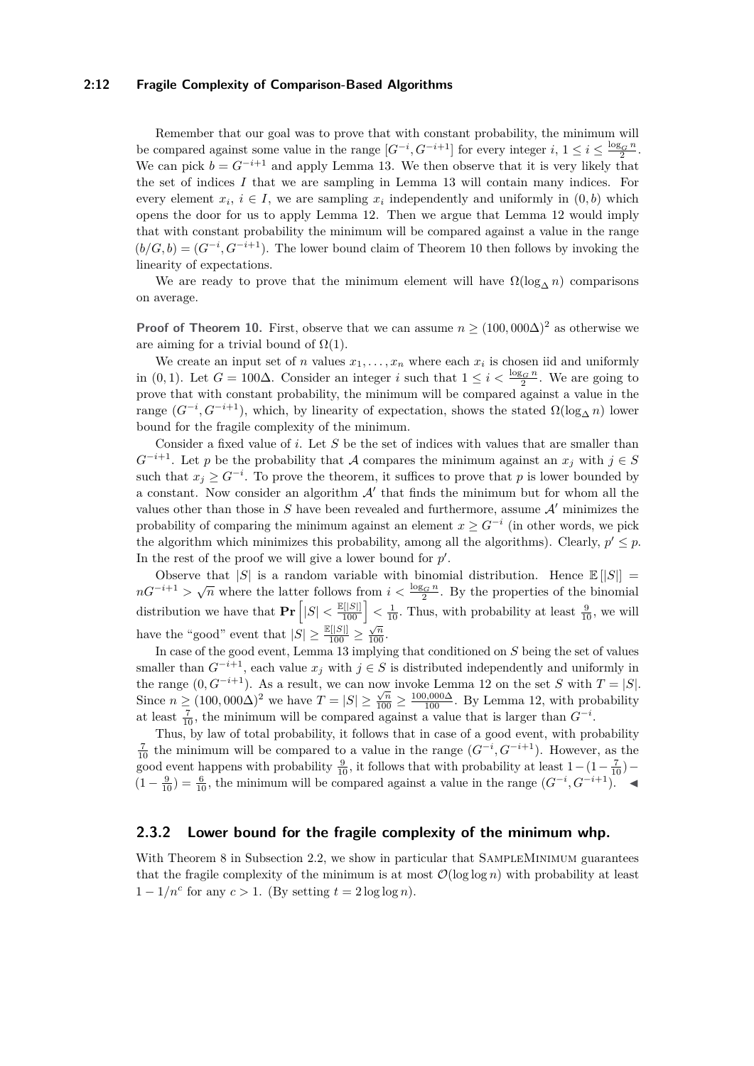Remember that our goal was to prove that with constant probability, the minimum will be compared against some value in the range $[G^{-i}, G^{-i+1}]$ for every integer $i$, $1 \le i \le \frac{\log_G n}{2}$. We can pick $b = G^{-i+1}$ and apply Lemma 13. We then observe that it is very likely that the set of indices $I$ that we are sampling in Lemma 13 will contain many indices. For every element $x_i$, $i \in I$, we are sampling $x_i$ independently and uniformly in $(0, b)$ which opens the door for us to apply Lemma 12. Then we argue that Lemma 12 would imply that with constant probability the minimum will be compared against a value in the range $(b/G, b) = (G^{-i}, G^{-i+1})$. The lower bound claim of Theorem 10 then follows by invoking the linearity of expectations.

We are ready to prove that the minimum element will have $\Omega(\log_\Delta n)$ comparisons on average.

**Proof of Theorem 10.** First, observe that we can assume $n \ge (100,000\Delta)^2$ as otherwise we are aiming for a trivial bound of $\Omega(1)$.

We create an input set of $n$ values $x_1, \dots, x_n$ where each $x_i$ is chosen iid and uniformly in $(0, 1)$. Let $G = 100\Delta$. Consider an integer $i$ such that $1 \le i < \frac{\log_G n}{2}$. We are going to prove that with constant probability, the minimum will be compared against a value in the range $(G^{-i}, G^{-i+1})$, which, by linearity of expectation, shows the stated $\Omega(\log_\Delta n)$ lower bound for the fragile complexity of the minimum.

Consider a fixed value of $i$. Let $S$ be the set of indices with values that are smaller than $G^{-i+1}$. Let $p$ be the probability that $\mathcal{A}$ compares the minimum against an $x_j$ with $j \in S$ such that $x_j \ge G^{-i}$. To prove the theorem, it suffices to prove that $p$ is lower bounded by a constant. Now consider an algorithm $\mathcal{A}'$ that finds the minimum but for whom all the values other than those in $S$ have been revealed and furthermore, assume $\mathcal{A}'$ minimizes the probability of comparing the minimum against an element $x \ge G^{-i}$ (in other words, we pick the algorithm which minimizes this probability, among all the algorithms). Clearly, $p' \le p$. In the rest of the proof we will give a lower bound for $p'$.

Observe that $|S|$ is a random variable with binomial distribution. Hence $\mathbb{E}[|S|] = nG^{-i+1} > \sqrt{n}$ where the latter follows from $i < \frac{\log_G n}{2}$. By the properties of the binomial distribution we have that $\mathbf{Pr}\left[|S| < \frac{\mathbb{E}[|S|]}{100}\right] < \frac{1}{10}$. Thus, with probability at least $\frac{9}{10}$, we will have the "good" event that $|S| \ge \frac{\mathbb{E}[|S|]}{100} \ge \frac{\sqrt{n}}{100}$.

In case of the good event, Lemma 13 implying that conditioned on $S$ being the set of values smaller than $G^{-i+1}$, each value $x_j$ with $j \in S$ is distributed independently and uniformly in the range $(0, G^{-i+1})$. As a result, we can now invoke Lemma 12 on the set $S$ with $T = |S|$. Since $n \ge (100,000\Delta)^2$ we have $T = |S| \ge \frac{\sqrt{n}}{100} \ge \frac{100{,}000\Delta}{100}$. By Lemma 12, with probability at least $\frac{7}{10}$, the minimum will be compared against a value that is larger than $G^{-i}$.

Thus, by law of total probability, it follows that in case of a good event, with probability $\frac{7}{10}$ the minimum will be compared to a value in the range $(G^{-i}, G^{-i+1})$. However, as the good event happens with probability $\frac{9}{10}$, it follows that with probability at least $1 - (1 - \frac{7}{10}) - (1 - \frac{9}{10}) = \frac{6}{10}$, the minimum will be compared against a value in the range $(G^{-i}, G^{-i+1})$. ◀

### 2.3.2 Lower bound for the fragile complexity of the minimum whp.

With Theorem 8 in Subsection 2.2, we show in particular that SampleMinimum guarantees that the fragile complexity of the minimum is at most $\mathcal{O}(\log \log n)$ with probability at least $1 - 1/n^c$ for any $c > 1$. (By setting $t = 2 \log \log n$).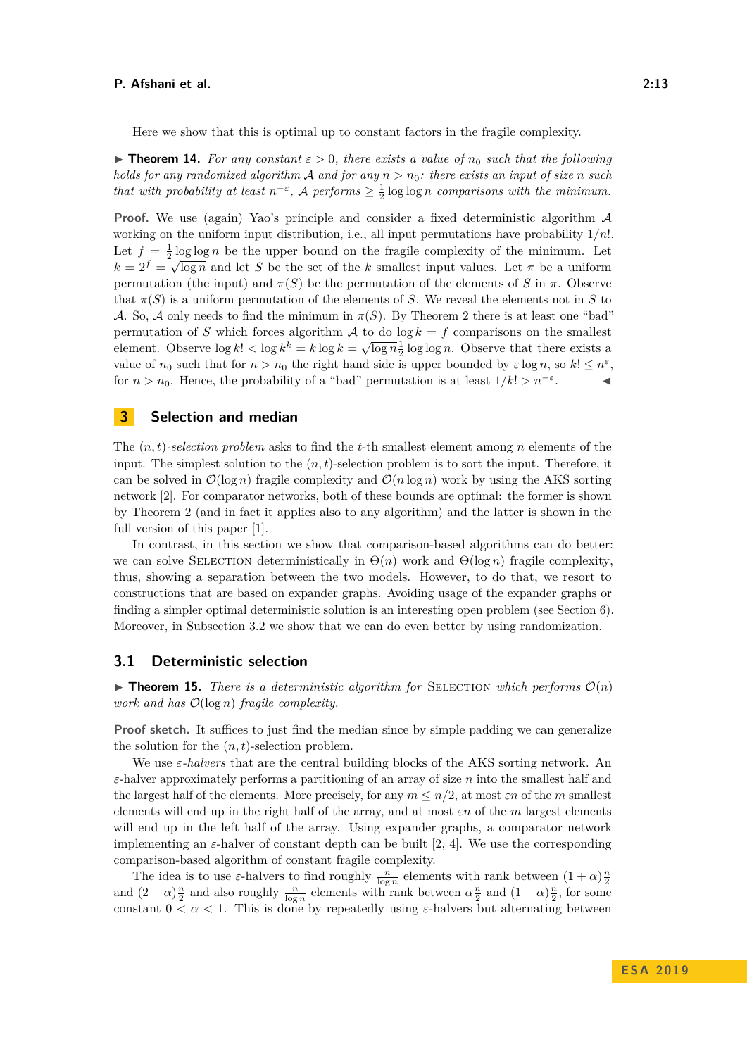Here we show that this is optimal up to constant factors in the fragile complexity.

▶ **Theorem 14.** *For any constant $\varepsilon > 0$, there exists a value of $n_0$ such that the following holds for any randomized algorithm $\mathcal{A}$ and for any $n > n_0$: there exists an input of size $n$ such that with probability at least $n^{-\varepsilon}$, $\mathcal{A}$ performs $\geq \frac{1}{2}\log\log n$ comparisons with the minimum.*

**Proof.** We use (again) Yao's principle and consider a fixed deterministic algorithm $\mathcal{A}$ working on the uniform input distribution, i.e., all input permutations have probability $1/n!$. Let $f = \frac{1}{2}\log\log n$ be the upper bound on the fragile complexity of the minimum. Let $k = 2^f = \sqrt{\log n}$ and let $S$ be the set of the $k$ smallest input values. Let $\pi$ be a uniform permutation (the input) and $\pi(S)$ be the permutation of the elements of $S$ in $\pi$. Observe that $\pi(S)$ is a uniform permutation of the elements of $S$. We reveal the elements not in $S$ to $\mathcal{A}$. So, $\mathcal{A}$ only needs to find the minimum in $\pi(S)$. By Theorem 2 there is at least one "bad" permutation of $S$ which forces algorithm $\mathcal{A}$ to do $\log k = f$ comparisons on the smallest element. Observe $\log k! < \log k^k = k \log k = \sqrt{\log n}\frac{1}{2}\log\log n$. Observe that there exists a value of $n_0$ such that for $n > n_0$ the right hand side is upper bounded by $\varepsilon \log n$, so $k! \leq n^{\varepsilon}$, for $n > n_0$. Hence, the probability of a "bad" permutation is at least $1/k! > n^{-\varepsilon}$. ◀

## 3 Selection and median

The $(n,t)$-*selection problem* asks to find the $t$-th smallest element among $n$ elements of the input. The simplest solution to the $(n,t)$-selection problem is to sort the input. Therefore, it can be solved in $\mathcal{O}(\log n)$ fragile complexity and $\mathcal{O}(n \log n)$ work by using the AKS sorting network [2]. For comparator networks, both of these bounds are optimal: the former is shown by Theorem 2 (and in fact it applies also to any algorithm) and the latter is shown in the full version of this paper [1].

In contrast, in this section we show that comparison-based algorithms can do better: we can solve Selection deterministically in $\Theta(n)$ work and $\Theta(\log n)$ fragile complexity, thus, showing a separation between the two models. However, to do that, we resort to constructions that are based on expander graphs. Avoiding usage of the expander graphs or finding a simpler optimal deterministic solution is an interesting open problem (see Section 6). Moreover, in Subsection 3.2 we show that we can do even better by using randomization.

### 3.1 Deterministic selection

▶ **Theorem 15.** *There is a deterministic algorithm for* Selection *which performs $\mathcal{O}(n)$ work and has $\mathcal{O}(\log n)$ fragile complexity.*

**Proof sketch.** It suffices to just find the median since by simple padding we can generalize the solution for the $(n,t)$-selection problem.

We use $\varepsilon$-*halvers* that are the central building blocks of the AKS sorting network. An $\varepsilon$-halver approximately performs a partitioning of an array of size $n$ into the smallest half and the largest half of the elements. More precisely, for any $m \leq n/2$, at most $\varepsilon n$ of the $m$ smallest elements will end up in the right half of the array, and at most $\varepsilon n$ of the $m$ largest elements will end up in the left half of the array. Using expander graphs, a comparator network implementing an $\varepsilon$-halver of constant depth can be built [2, 4]. We use the corresponding comparison-based algorithm of constant fragile complexity.

The idea is to use $\varepsilon$-halvers to find roughly $\frac{n}{\log n}$ elements with rank between $(1+\alpha)\frac{n}{2}$ and $(2-\alpha)\frac{n}{2}$ and also roughly $\frac{n}{\log n}$ elements with rank between $\alpha\frac{n}{2}$ and $(1-\alpha)\frac{n}{2}$, for some constant $0 < \alpha < 1$. This is done by repeatedly using $\varepsilon$-halvers but alternating between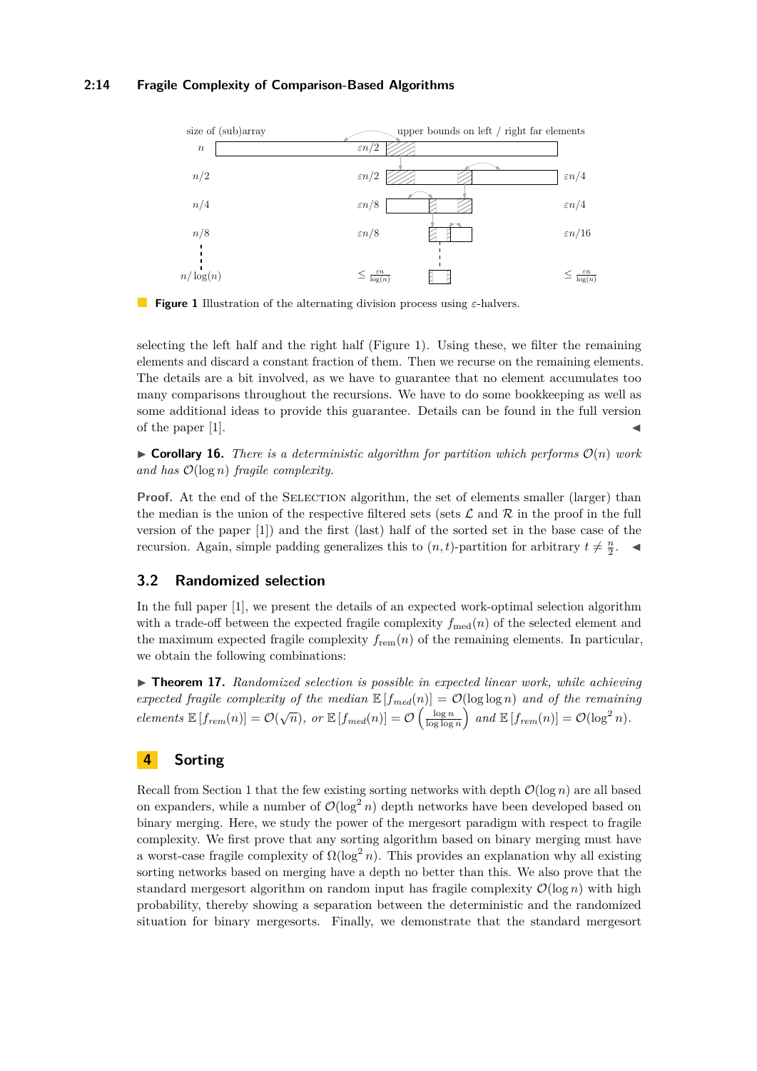**Figure 1** Illustration of the alternating division process using $\varepsilon$-halvers.

selecting the left half and the right half (Figure 1). Using these, we filter the remaining elements and discard a constant fraction of them. Then we recurse on the remaining elements. The details are a bit involved, as we have to guarantee that no element accumulates too many comparisons throughout the recursions. We have to do some bookkeeping as well as some additional ideas to provide this guarantee. Details can be found in the full version of the paper [1]. ◀

▶ **Corollary 16.** *There is a deterministic algorithm for partition which performs $\mathcal{O}(n)$ work and has $\mathcal{O}(\log n)$ fragile complexity.*

**Proof.** At the end of the Selection algorithm, the set of elements smaller (larger) than the median is the union of the respective filtered sets (sets $\mathcal{L}$ and $\mathcal{R}$ in the proof in the full version of the paper [1]) and the first (last) half of the sorted set in the base case of the recursion. Again, simple padding generalizes this to $(n, t)$-partition for arbitrary $t \neq \frac{n}{2}$. ◀

## 3.2 Randomized selection

In the full paper [1], we present the details of an expected work-optimal selection algorithm with a trade-off between the expected fragile complexity $f_{\text{med}}(n)$ of the selected element and the maximum expected fragile complexity $f_{\text{rem}}(n)$ of the remaining elements. In particular, we obtain the following combinations:

▶ **Theorem 17.** *Randomized selection is possible in expected linear work, while achieving expected fragile complexity of the median $\mathbb{E}[f_{med}(n)] = \mathcal{O}(\log \log n)$ and of the remaining elements $\mathbb{E}[f_{rem}(n)] = \mathcal{O}(\sqrt{n})$, or $\mathbb{E}[f_{med}(n)] = \mathcal{O}\left(\frac{\log n}{\log \log n}\right)$ and $\mathbb{E}[f_{rem}(n)] = \mathcal{O}(\log^2 n)$.*

# 4 Sorting

Recall from Section 1 that the few existing sorting networks with depth $\mathcal{O}(\log n)$ are all based on expanders, while a number of $\mathcal{O}(\log^2 n)$ depth networks have been developed based on binary merging. Here, we study the power of the mergesort paradigm with respect to fragile complexity. We first prove that any sorting algorithm based on binary merging must have a worst-case fragile complexity of $\Omega(\log^2 n)$. This provides an explanation why all existing sorting networks based on merging have a depth no better than this. We also prove that the standard mergesort algorithm on random input has fragile complexity $\mathcal{O}(\log n)$ with high probability, thereby showing a separation between the deterministic and the randomized situation for binary mergesorts. Finally, we demonstrate that the standard mergesort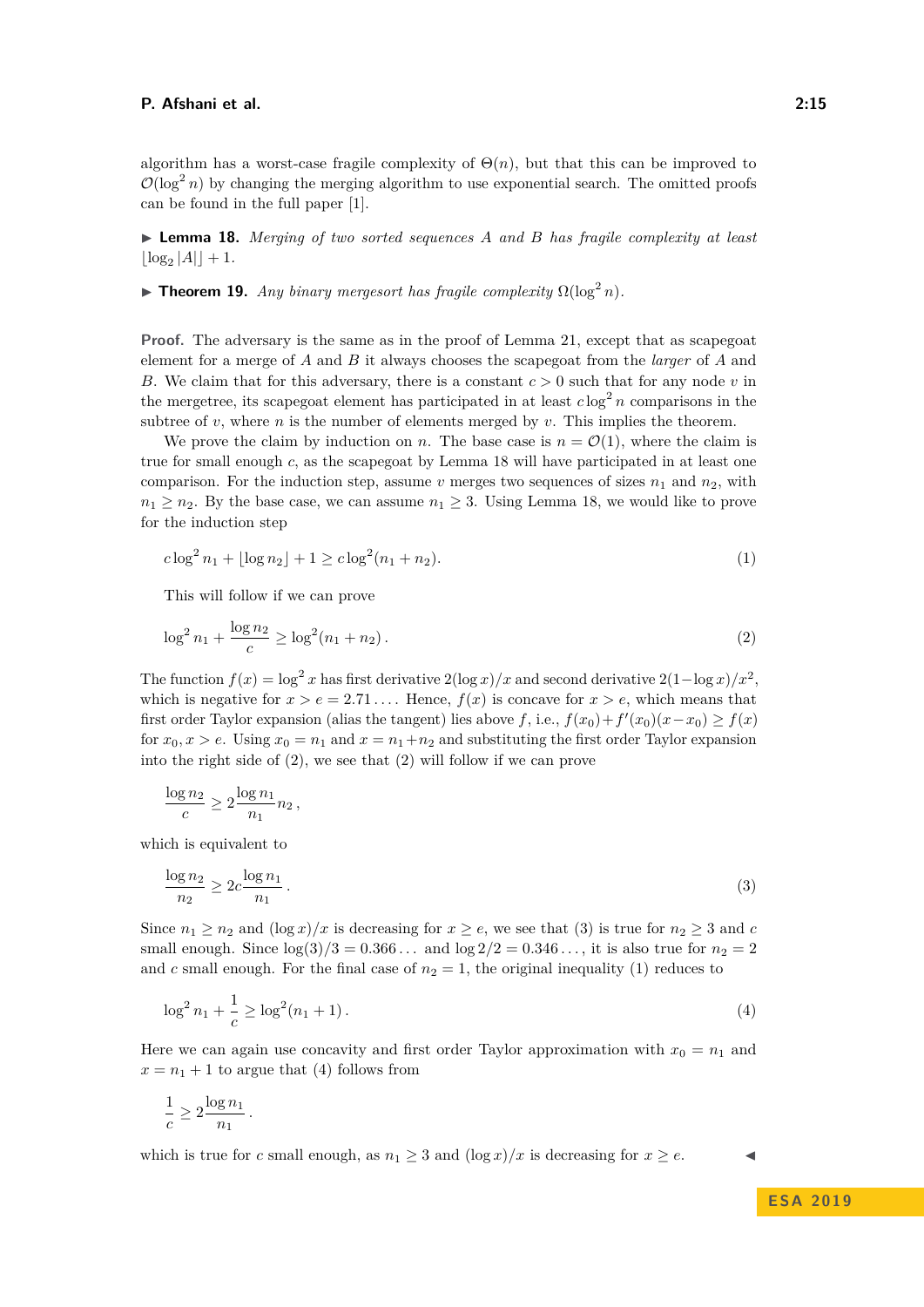algorithm has a worst-case fragile complexity of $\Theta(n)$, but that this can be improved to $\mathcal{O}(\log^2 n)$ by changing the merging algorithm to use exponential search. The omitted proofs can be found in the full paper [1].

▶ **Lemma 18.** *Merging of two sorted sequences $A$ and $B$ has fragile complexity at least $\lfloor \log_2 |A| \rfloor + 1$.*

▶ **Theorem 19.** *Any binary mergesort has fragile complexity $\Omega(\log^2 n)$.*

**Proof.** The adversary is the same as in the proof of Lemma 21, except that as scapegoat element for a merge of $A$ and $B$ it always chooses the scapegoat from the *larger* of $A$ and $B$. We claim that for this adversary, there is a constant $c > 0$ such that for any node $v$ in the mergetree, its scapegoat element has participated in at least $c \log^2 n$ comparisons in the subtree of $v$, where $n$ is the number of elements merged by $v$. This implies the theorem.

We prove the claim by induction on $n$. The base case is $n = \mathcal{O}(1)$, where the claim is true for small enough $c$, as the scapegoat by Lemma 18 will have participated in at least one comparison. For the induction step, assume $v$ merges two sequences of sizes $n_1$ and $n_2$, with $n_1 \geq n_2$. By the base case, we can assume $n_1 \geq 3$. Using Lemma 18, we would like to prove for the induction step

$$c \log^2 n_1 + \lfloor \log n_2 \rfloor + 1 \geq c \log^2(n_1 + n_2). \tag{1}$$

This will follow if we can prove

$$\log^2 n_1 + \frac{\log n_2}{c} \geq \log^2(n_1 + n_2)\,. \tag{2}$$

The function $f(x) = \log^2 x$ has first derivative $2(\log x)/x$ and second derivative $2(1 - \log x)/x^2$, which is negative for $x > e = 2.71\ldots$. Hence, $f(x)$ is concave for $x > e$, which means that first order Taylor expansion (alias the tangent) lies above $f$, i.e., $f(x_0) + f'(x_0)(x - x_0) \geq f(x)$ for $x_0, x > e$. Using $x_0 = n_1$ and $x = n_1 + n_2$ and substituting the first order Taylor expansion into the right side of (2), we see that (2) will follow if we can prove

$$\frac{\log n_2}{c} \geq 2 \frac{\log n_1}{n_1} n_2\,,$$

which is equivalent to

$$\frac{\log n_2}{n_2} \geq 2c \frac{\log n_1}{n_1}\,. \tag{3}$$

Since $n_1 \geq n_2$ and $(\log x)/x$ is decreasing for $x \geq e$, we see that (3) is true for $n_2 \geq 3$ and $c$ small enough. Since $\log(3)/3 = 0.366\ldots$ and $\log 2/2 = 0.346\ldots$, it is also true for $n_2 = 2$ and $c$ small enough. For the final case of $n_2 = 1$, the original inequality (1) reduces to

$$\log^2 n_1 + \frac{1}{c} \geq \log^2(n_1 + 1)\,. \tag{4}$$

Here we can again use concavity and first order Taylor approximation with $x_0 = n_1$ and $x = n_1 + 1$ to argue that (4) follows from

$$\frac{1}{c} \geq 2 \frac{\log n_1}{n_1}\,.$$

which is true for $c$ small enough, as $n_1 \geq 3$ and $(\log x)/x$ is decreasing for $x \geq e$. ◀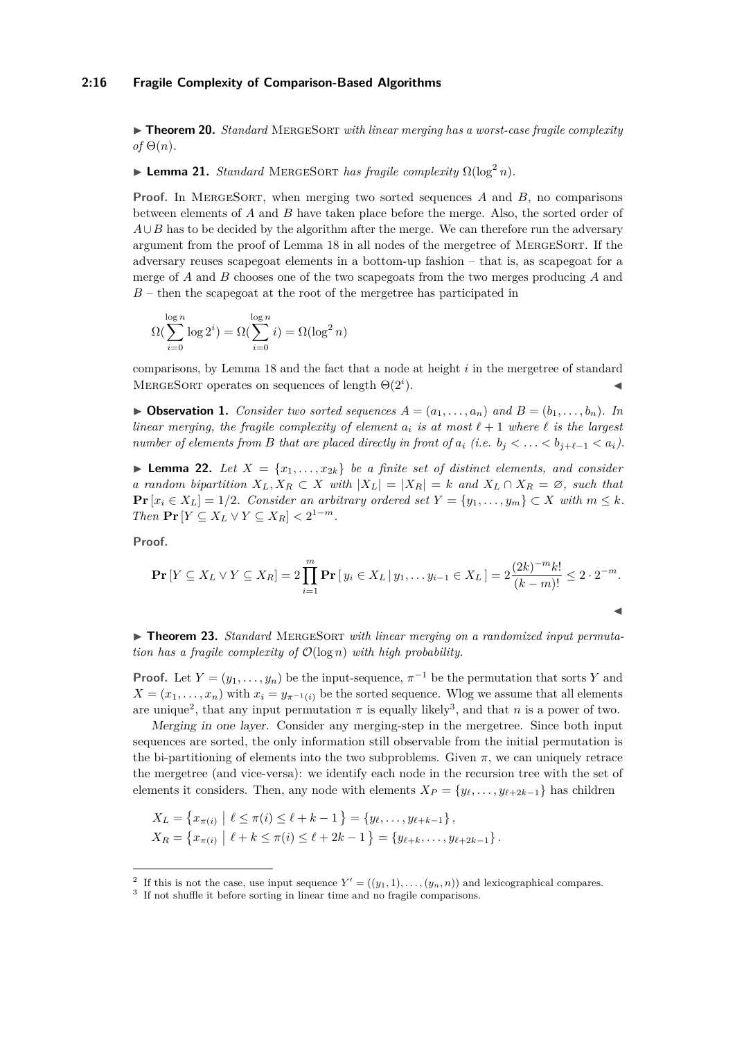▶ **Theorem 20.** *Standard* MergeSort *with linear merging has a worst-case fragile complexity of* $\Theta(n)$.

▶ **Lemma 21.** *Standard* MergeSort *has fragile complexity* $\Omega(\log^2 n)$.

**Proof.** In MergeSort, when merging two sorted sequences $A$ and $B$, no comparisons between elements of $A$ and $B$ have taken place before the merge. Also, the sorted order of $A \cup B$ has to be decided by the algorithm after the merge. We can therefore run the adversary argument from the proof of Lemma 18 in all nodes of the mergetree of MergeSort. If the adversary reuses scapegoat elements in a bottom-up fashion – that is, as scapegoat for a merge of $A$ and $B$ chooses one of the two scapegoats from the two merges producing $A$ and $B$ – then the scapegoat at the root of the mergetree has participated in

$$\Omega(\sum_{i=0}^{\log n} \log 2^i) = \Omega(\sum_{i=0}^{\log n} i) = \Omega(\log^2 n)$$

comparisons, by Lemma 18 and the fact that a node at height $i$ in the mergetree of standard MergeSort operates on sequences of length $\Theta(2^i)$. ◀

▶ **Observation 1.** *Consider two sorted sequences* $A = (a_1, \ldots, a_n)$ *and* $B = (b_1, \ldots, b_n)$. *In linear merging, the fragile complexity of element* $a_i$ *is at most* $\ell + 1$ *where* $\ell$ *is the largest number of elements from* $B$ *that are placed directly in front of* $a_i$ *(i.e.* $b_j < \ldots < b_{j+\ell-1} < a_i$*).*

▶ **Lemma 22.** *Let* $X = \{x_1, \ldots, x_{2k}\}$ *be a finite set of distinct elements, and consider a random bipartition* $X_L, X_R \subset X$ *with* $|X_L| = |X_R| = k$ *and* $X_L \cap X_R = \varnothing$, *such that* $\mathbf{Pr}[x_i \in X_L] = 1/2$. *Consider an arbitrary ordered set* $Y = \{y_1, \ldots, y_m\} \subset X$ *with* $m \le k$. *Then* $\mathbf{Pr}[Y \subseteq X_L \vee Y \subseteq X_R] < 2^{1-m}$.

**Proof.**

$$\mathbf{Pr}[Y \subseteq X_L \vee Y \subseteq X_R] = 2 \prod_{i=1}^{m} \mathbf{Pr}[\, y_i \in X_L \,|\, y_1, \ldots y_{i-1} \in X_L \,] = 2 \frac{(2k)^{-m} k!}{(k-m)!} \le 2 \cdot 2^{-m}.$$

◀

▶ **Theorem 23.** *Standard* MergeSort *with linear merging on a randomized input permutation has a fragile complexity of* $\mathcal{O}(\log n)$ *with high probability.*

**Proof.** Let $Y = (y_1, \ldots, y_n)$ be the input-sequence, $\pi^{-1}$ be the permutation that sorts $Y$ and $X = (x_1, \ldots, x_n)$ with $x_i = y_{\pi^{-1}(i)}$ be the sorted sequence. Wlog we assume that all elements are unique[2], that any input permutation $\pi$ is equally likely[3], and that $n$ is a power of two.

*Merging in one layer.* Consider any merging-step in the mergetree. Since both input sequences are sorted, the only information still observable from the initial permutation is the bi-partitioning of elements into the two subproblems. Given $\pi$, we can uniquely retrace the mergetree (and vice-versa): we identify each node in the recursion tree with the set of elements it considers. Then, any node with elements $X_P = \{y_\ell, \ldots, y_{\ell+2k-1}\}$ has children

$$X_L = \left\{ x_{\pi(i)} \;\middle|\; \ell \le \pi(i) \le \ell + k - 1 \right\} = \{y_\ell, \ldots, y_{\ell+k-1}\},$$
$$X_R = \left\{ x_{\pi(i)} \;\middle|\; \ell + k \le \pi(i) \le \ell + 2k - 1 \right\} = \{y_{\ell+k}, \ldots, y_{\ell+2k-1}\}.$$

---

[2] If this is not the case, use input sequence $Y' = ((y_1, 1), \ldots, (y_n, n))$ and lexicographical compares.

[3] If not shuffle it before sorting in linear time and no fragile comparisons.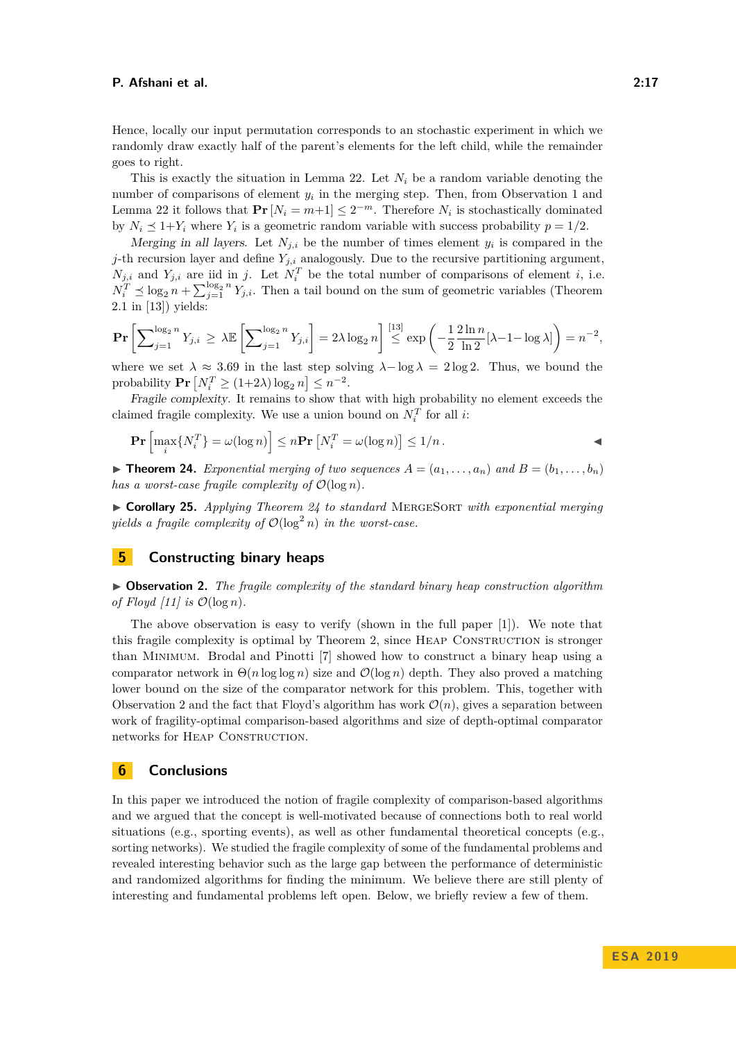Hence, locally our input permutation corresponds to an stochastic experiment in which we randomly draw exactly half of the parent's elements for the left child, while the remainder goes to right.

This is exactly the situation in Lemma 22. Let $N_i$ be a random variable denoting the number of comparisons of element $y_i$ in the merging step. Then, from Observation 1 and Lemma 22 it follows that $\mathbf{Pr}[N_i = m+1] \leq 2^{-m}$. Therefore $N_i$ is stochastically dominated by $N_i \preceq 1+Y_i$ where $Y_i$ is a geometric random variable with success probability $p = 1/2$.

*Merging in all layers.* Let $N_{j,i}$ be the number of times element $y_i$ is compared in the $j$-th recursion layer and define $Y_{j,i}$ analogously. Due to the recursive partitioning argument, $N_{j,i}$ and $Y_{j,i}$ are iid in $j$. Let $N_i^T$ be the total number of comparisons of element $i$, i.e. $N_i^T \preceq \log_2 n + \sum_{j=1}^{\log_2 n} Y_{j,i}$. Then a tail bound on the sum of geometric variables (Theorem 2.1 in [13]) yields:

$$\mathbf{Pr}\left[\sum_{j=1}^{\log_2 n} Y_{j,i} \geq \lambda \mathbb{E}\left[\sum_{j=1}^{\log_2 n} Y_{j,i}\right] = 2\lambda \log_2 n\right] \overset{[13]}{\leq} \exp\left(-\frac{1}{2}\frac{2\ln n}{\ln 2}[\lambda - 1 - \log \lambda]\right) = n^{-2},$$

where we set $\lambda \approx 3.69$ in the last step solving $\lambda - \log \lambda = 2\log 2$. Thus, we bound the probability $\mathbf{Pr}\left[N_i^T \geq (1+2\lambda)\log_2 n\right] \leq n^{-2}$.

*Fragile complexity.* It remains to show that with high probability no element exceeds the claimed fragile complexity. We use a union bound on $N_i^T$ for all $i$:

$$\mathbf{Pr}\left[\max_i\{N_i^T\} = \omega(\log n)\right] \leq n\mathbf{Pr}\left[N_i^T = \omega(\log n)\right] \leq 1/n\,. \qquad ◀$$

▶ **Theorem 24.** *Exponential merging of two sequences $A = (a_1, \dots, a_n)$ and $B = (b_1, \dots, b_n)$ has a worst-case fragile complexity of $\mathcal{O}(\log n)$.*

▶ **Corollary 25.** *Applying Theorem 24 to standard* MergeSort *with exponential merging yields a fragile complexity of $\mathcal{O}(\log^2 n)$ in the worst-case.*

## 5 Constructing binary heaps

▶ **Observation 2.** *The fragile complexity of the standard binary heap construction algorithm of Floyd [11] is $\mathcal{O}(\log n)$.*

The above observation is easy to verify (shown in the full paper [1]). We note that this fragile complexity is optimal by Theorem 2, since Heap Construction is stronger than Minimum. Brodal and Pinotti [7] showed how to construct a binary heap using a comparator network in $\Theta(n \log \log n)$ size and $\mathcal{O}(\log n)$ depth. They also proved a matching lower bound on the size of the comparator network for this problem. This, together with Observation 2 and the fact that Floyd's algorithm has work $\mathcal{O}(n)$, gives a separation between work of fragility-optimal comparison-based algorithms and size of depth-optimal comparator networks for Heap Construction.

## 6 Conclusions

In this paper we introduced the notion of fragile complexity of comparison-based algorithms and we argued that the concept is well-motivated because of connections both to real world situations (e.g., sporting events), as well as other fundamental theoretical concepts (e.g., sorting networks). We studied the fragile complexity of some of the fundamental problems and revealed interesting behavior such as the large gap between the performance of deterministic and randomized algorithms for finding the minimum. We believe there are still plenty of interesting and fundamental problems left open. Below, we briefly review a few of them.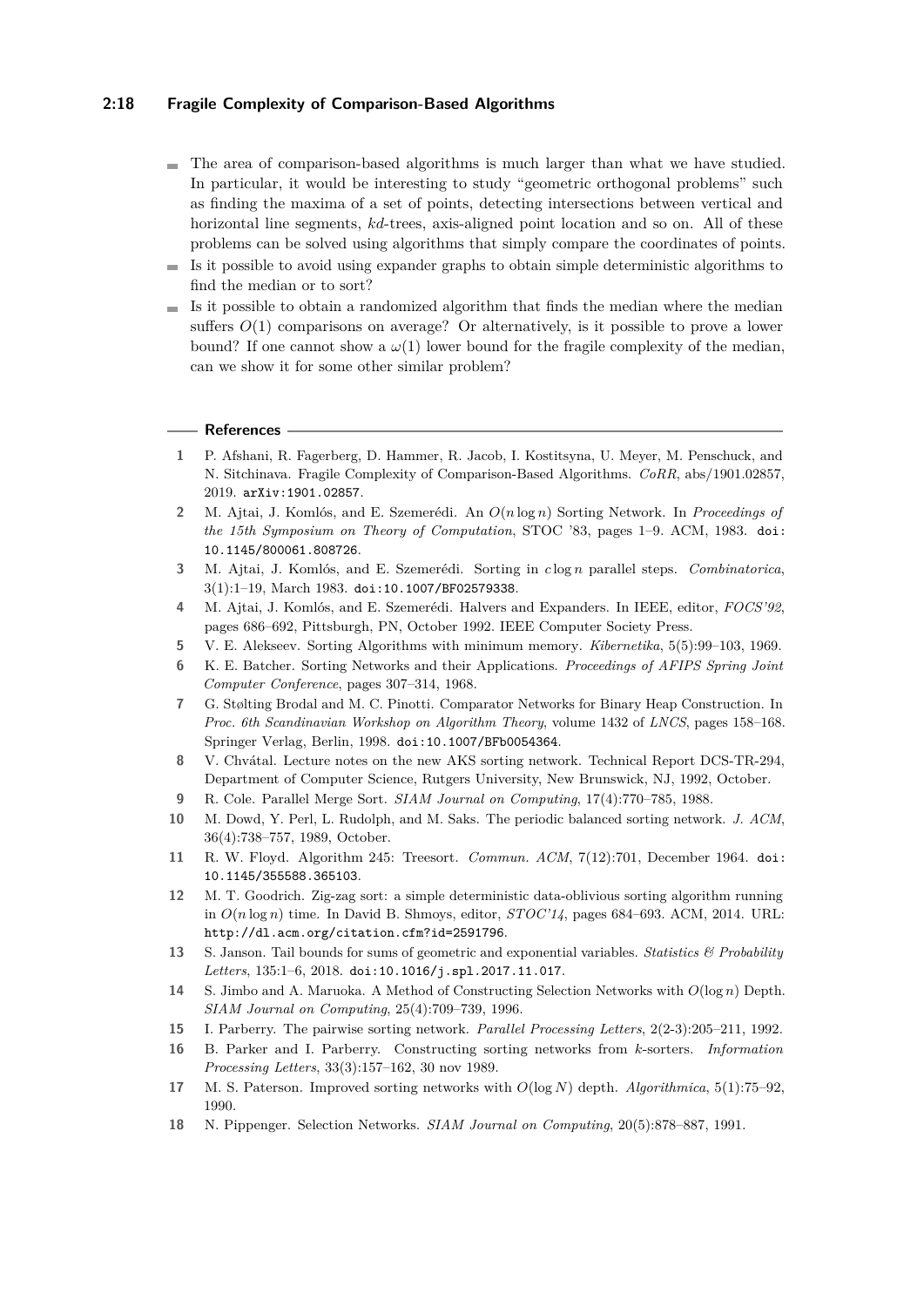- The area of comparison-based algorithms is much larger than what we have studied. In particular, it would be interesting to study "geometric orthogonal problems" such as finding the maxima of a set of points, detecting intersections between vertical and horizontal line segments, *kd*-trees, axis-aligned point location and so on. All of these problems can be solved using algorithms that simply compare the coordinates of points.
- Is it possible to avoid using expander graphs to obtain simple deterministic algorithms to find the median or to sort?
- Is it possible to obtain a randomized algorithm that finds the median where the median suffers $O(1)$ comparisons on average? Or alternatively, is it possible to prove a lower bound? If one cannot show a $\omega(1)$ lower bound for the fragile complexity of the median, can we show it for some other similar problem?

## References

1. P. Afshani, R. Fagerberg, D. Hammer, R. Jacob, I. Kostitsyna, U. Meyer, M. Penschuck, and N. Sitchinava. Fragile Complexity of Comparison-Based Algorithms. *CoRR*, abs/1901.02857, 2019. arXiv:1901.02857.
2. M. Ajtai, J. Komlós, and E. Szemerédi. An $O(n \log n)$ Sorting Network. In *Proceedings of the 15th Symposium on Theory of Computation*, STOC '83, pages 1–9. ACM, 1983. doi:10.1145/800061.808726.
3. M. Ajtai, J. Komlós, and E. Szemerédi. Sorting in $c \log n$ parallel steps. *Combinatorica*, 3(1):1–19, March 1983. doi:10.1007/BF02579338.
4. M. Ajtai, J. Komlós, and E. Szemerédi. Halvers and Expanders. In IEEE, editor, *FOCS'92*, pages 686–692, Pittsburgh, PN, October 1992. IEEE Computer Society Press.
5. V. E. Alekseev. Sorting Algorithms with minimum memory. *Kibernetika*, 5(5):99–103, 1969.
6. K. E. Batcher. Sorting Networks and their Applications. *Proceedings of AFIPS Spring Joint Computer Conference*, pages 307–314, 1968.
7. G. Stølting Brodal and M. C. Pinotti. Comparator Networks for Binary Heap Construction. In *Proc. 6th Scandinavian Workshop on Algorithm Theory*, volume 1432 of *LNCS*, pages 158–168. Springer Verlag, Berlin, 1998. doi:10.1007/BFb0054364.
8. V. Chvátal. Lecture notes on the new AKS sorting network. Technical Report DCS-TR-294, Department of Computer Science, Rutgers University, New Brunswick, NJ, 1992, October.
9. R. Cole. Parallel Merge Sort. *SIAM Journal on Computing*, 17(4):770–785, 1988.
10. M. Dowd, Y. Perl, L. Rudolph, and M. Saks. The periodic balanced sorting network. *J. ACM*, 36(4):738–757, 1989, October.
11. R. W. Floyd. Algorithm 245: Treesort. *Commun. ACM*, 7(12):701, December 1964. doi:10.1145/355588.365103.
12. M. T. Goodrich. Zig-zag sort: a simple deterministic data-oblivious sorting algorithm running in $O(n \log n)$ time. In David B. Shmoys, editor, *STOC'14*, pages 684–693. ACM, 2014. URL: http://dl.acm.org/citation.cfm?id=2591796.
13. S. Janson. Tail bounds for sums of geometric and exponential variables. *Statistics & Probability Letters*, 135:1–6, 2018. doi:10.1016/j.spl.2017.11.017.
14. S. Jimbo and A. Maruoka. A Method of Constructing Selection Networks with $O(\log n)$ Depth. *SIAM Journal on Computing*, 25(4):709–739, 1996.
15. I. Parberry. The pairwise sorting network. *Parallel Processing Letters*, 2(2-3):205–211, 1992.
16. B. Parker and I. Parberry. Constructing sorting networks from $k$-sorters. *Information Processing Letters*, 33(3):157–162, 30 nov 1989.
17. M. S. Paterson. Improved sorting networks with $O(\log N)$ depth. *Algorithmica*, 5(1):75–92, 1990.
18. N. Pippenger. Selection Networks. *SIAM Journal on Computing*, 20(5):878–887, 1991.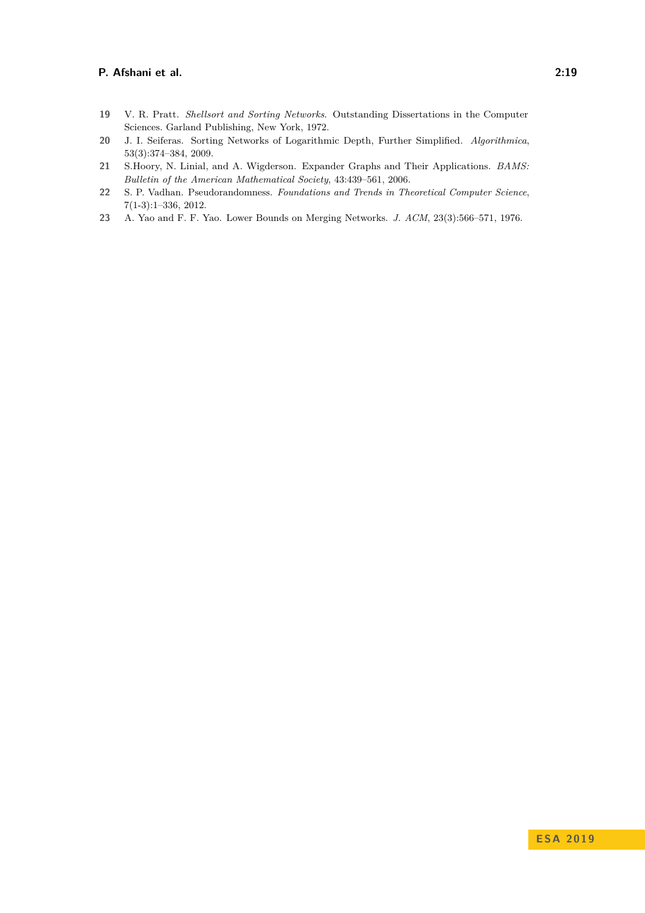19 V. R. Pratt. *Shellsort and Sorting Networks*. Outstanding Dissertations in the Computer Sciences. Garland Publishing, New York, 1972.

20 J. I. Seiferas. Sorting Networks of Logarithmic Depth, Further Simplified. *Algorithmica*, 53(3):374–384, 2009.

21 S.Hoory, N. Linial, and A. Wigderson. Expander Graphs and Their Applications. *BAMS: Bulletin of the American Mathematical Society*, 43:439–561, 2006.

22 S. P. Vadhan. Pseudorandomness. *Foundations and Trends in Theoretical Computer Science*, 7(1-3):1–336, 2012.

23 A. Yao and F. F. Yao. Lower Bounds on Merging Networks. *J. ACM*, 23(3):566–571, 1976.